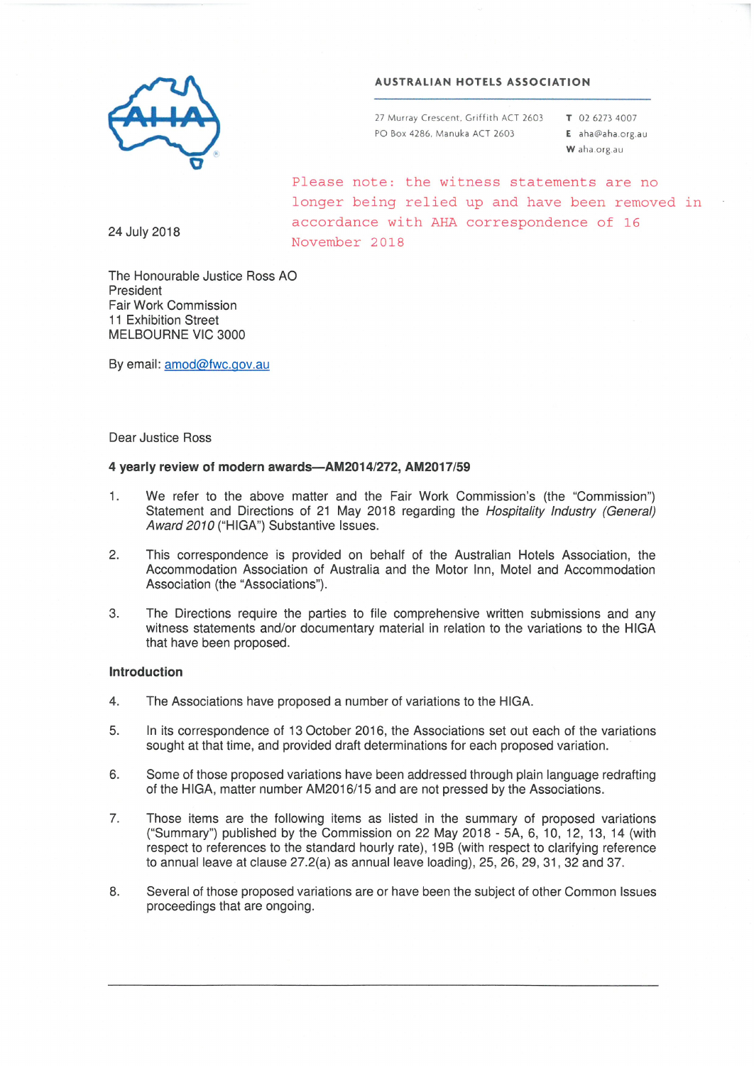**AUSTRALIAN HOTELS ASSOCIATION**

27 Murray Crescent, Griffith ACT 2603
PO Box 4286, Manuka ACT 2603

T 02 6273 4007
E aha@aha.org.au
W aha.org.au

Please note: the witness statements are no longer being relied up and have been removed in accordance with AHA correspondence of 16 November 2018

24 July 2018

The Honourable Justice Ross AO
President
Fair Work Commission
11 Exhibition Street
MELBOURNE VIC 3000

By email: amod@fwc.gov.au

Dear Justice Ross

**4 yearly review of modern awards—AM2014/272, AM2017/59**

1. We refer to the above matter and the Fair Work Commission's (the "Commission") Statement and Directions of 21 May 2018 regarding the *Hospitality Industry (General) Award 2010* ("HIGA") Substantive Issues.

2. This correspondence is provided on behalf of the Australian Hotels Association, the Accommodation Association of Australia and the Motor Inn, Motel and Accommodation Association (the "Associations").

3. The Directions require the parties to file comprehensive written submissions and any witness statements and/or documentary material in relation to the variations to the HIGA that have been proposed.

**Introduction**

4. The Associations have proposed a number of variations to the HIGA.

5. In its correspondence of 13 October 2016, the Associations set out each of the variations sought at that time, and provided draft determinations for each proposed variation.

6. Some of those proposed variations have been addressed through plain language redrafting of the HIGA, matter number AM2016/15 and are not pressed by the Associations.

7. Those items are the following items as listed in the summary of proposed variations ("Summary") published by the Commission on 22 May 2018 - 5A, 6, 10, 12, 13, 14 (with respect to references to the standard hourly rate), 19B (with respect to clarifying reference to annual leave at clause 27.2(a) as annual leave loading), 25, 26, 29, 31, 32 and 37.

8. Several of those proposed variations are or have been the subject of other Common Issues proceedings that are ongoing.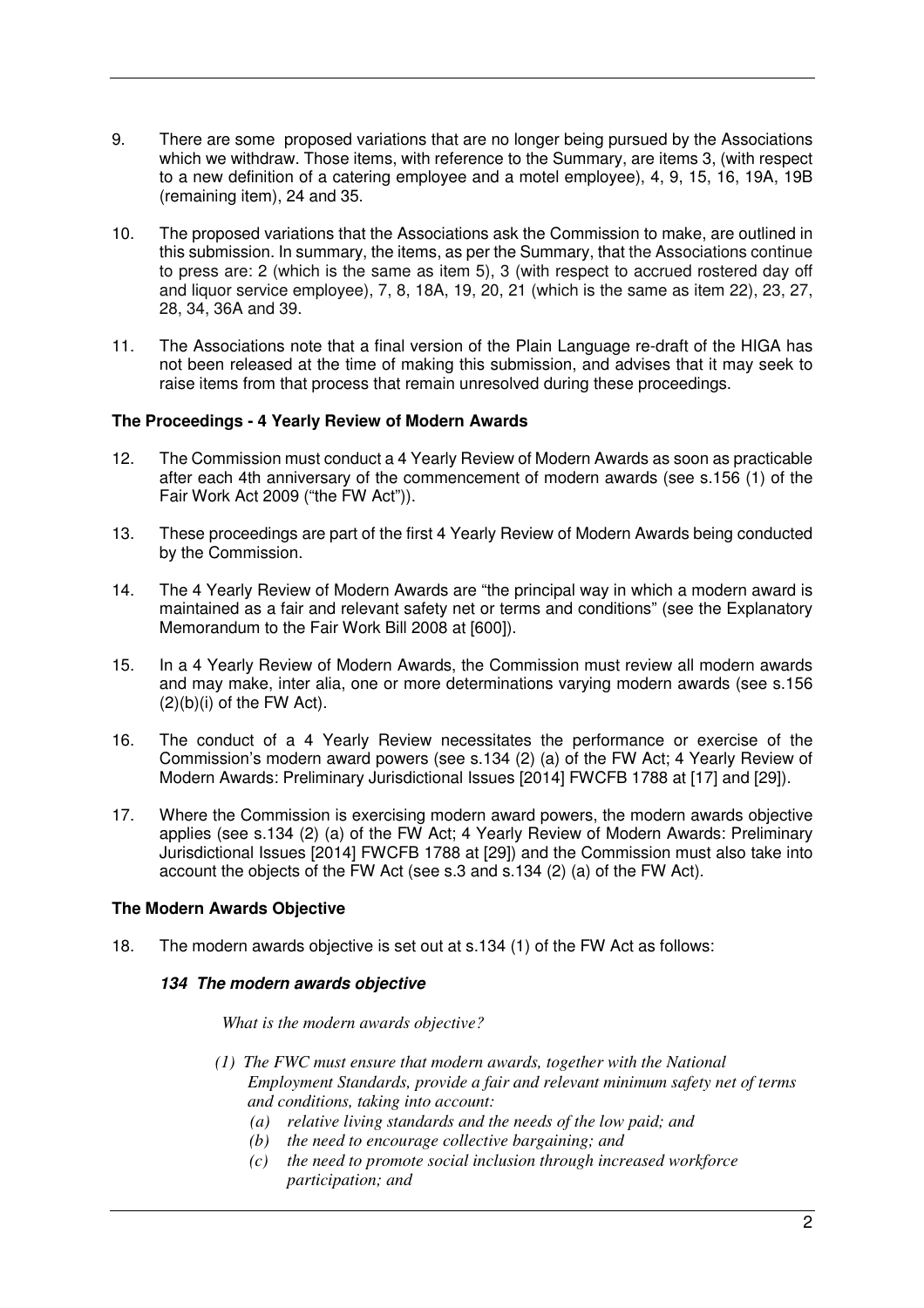9. There are some proposed variations that are no longer being pursued by the Associations which we withdraw. Those items, with reference to the Summary, are items 3, (with respect to a new definition of a catering employee and a motel employee), 4, 9, 15, 16, 19A, 19B (remaining item), 24 and 35.

10. The proposed variations that the Associations ask the Commission to make, are outlined in this submission. In summary, the items, as per the Summary, that the Associations continue to press are: 2 (which is the same as item 5), 3 (with respect to accrued rostered day off and liquor service employee), 7, 8, 18A, 19, 20, 21 (which is the same as item 22), 23, 27, 28, 34, 36A and 39.

11. The Associations note that a final version of the Plain Language re-draft of the HIGA has not been released at the time of making this submission, and advises that it may seek to raise items from that process that remain unresolved during these proceedings.

**The Proceedings - 4 Yearly Review of Modern Awards**

12. The Commission must conduct a 4 Yearly Review of Modern Awards as soon as practicable after each 4th anniversary of the commencement of modern awards (see s.156 (1) of the Fair Work Act 2009 ("the FW Act")).

13. These proceedings are part of the first 4 Yearly Review of Modern Awards being conducted by the Commission.

14. The 4 Yearly Review of Modern Awards are "the principal way in which a modern award is maintained as a fair and relevant safety net or terms and conditions" (see the Explanatory Memorandum to the Fair Work Bill 2008 at [600]).

15. In a 4 Yearly Review of Modern Awards, the Commission must review all modern awards and may make, inter alia, one or more determinations varying modern awards (see s.156 (2)(b)(i) of the FW Act).

16. The conduct of a 4 Yearly Review necessitates the performance or exercise of the Commission's modern award powers (see s.134 (2) (a) of the FW Act; 4 Yearly Review of Modern Awards: Preliminary Jurisdictional Issues [2014] FWCFB 1788 at [17] and [29]).

17. Where the Commission is exercising modern award powers, the modern awards objective applies (see s.134 (2) (a) of the FW Act; 4 Yearly Review of Modern Awards: Preliminary Jurisdictional Issues [2014] FWCFB 1788 at [29]) and the Commission must also take into account the objects of the FW Act (see s.3 and s.134 (2) (a) of the FW Act).

**The Modern Awards Objective**

18. The modern awards objective is set out at s.134 (1) of the FW Act as follows:

***134 The modern awards objective***

*What is the modern awards objective?*

*(1) The FWC must ensure that modern awards, together with the National Employment Standards, provide a fair and relevant minimum safety net of terms and conditions, taking into account:*

*(a) relative living standards and the needs of the low paid; and*

*(b) the need to encourage collective bargaining; and*

*(c) the need to promote social inclusion through increased workforce participation; and*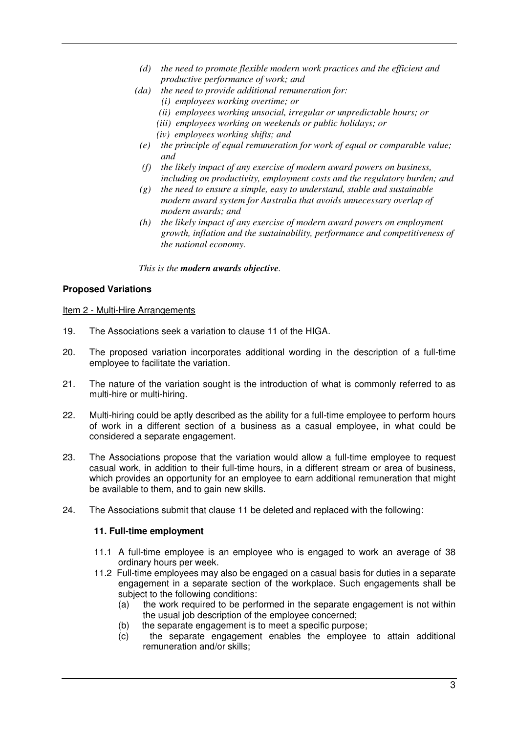*(d) the need to promote flexible modern work practices and the efficient and productive performance of work; and*

*(da) the need to provide additional remuneration for:*

*(i) employees working overtime; or*

*(ii) employees working unsocial, irregular or unpredictable hours; or*

*(iii) employees working on weekends or public holidays; or*

*(iv) employees working shifts; and*

*(e) the principle of equal remuneration for work of equal or comparable value; and*

*(f) the likely impact of any exercise of modern award powers on business, including on productivity, employment costs and the regulatory burden; and*

*(g) the need to ensure a simple, easy to understand, stable and sustainable modern award system for Australia that avoids unnecessary overlap of modern awards; and*

*(h) the likely impact of any exercise of modern award powers on employment growth, inflation and the sustainability, performance and competitiveness of the national economy.*

*This is the **modern awards objective**.*

**Proposed Variations**

Item 2 - Multi-Hire Arrangements

19. The Associations seek a variation to clause 11 of the HIGA.

20. The proposed variation incorporates additional wording in the description of a full-time employee to facilitate the variation.

21. The nature of the variation sought is the introduction of what is commonly referred to as multi-hire or multi-hiring.

22. Multi-hiring could be aptly described as the ability for a full-time employee to perform hours of work in a different section of a business as a casual employee, in what could be considered a separate engagement.

23. The Associations propose that the variation would allow a full-time employee to request casual work, in addition to their full-time hours, in a different stream or area of business, which provides an opportunity for an employee to earn additional remuneration that might be available to them, and to gain new skills.

24. The Associations submit that clause 11 be deleted and replaced with the following:

**11. Full-time employment**

11.1 A full-time employee is an employee who is engaged to work an average of 38 ordinary hours per week.

11.2 Full-time employees may also be engaged on a casual basis for duties in a separate engagement in a separate section of the workplace. Such engagements shall be subject to the following conditions:

(a) the work required to be performed in the separate engagement is not within the usual job description of the employee concerned;

(b) the separate engagement is to meet a specific purpose;

(c) the separate engagement enables the employee to attain additional remuneration and/or skills;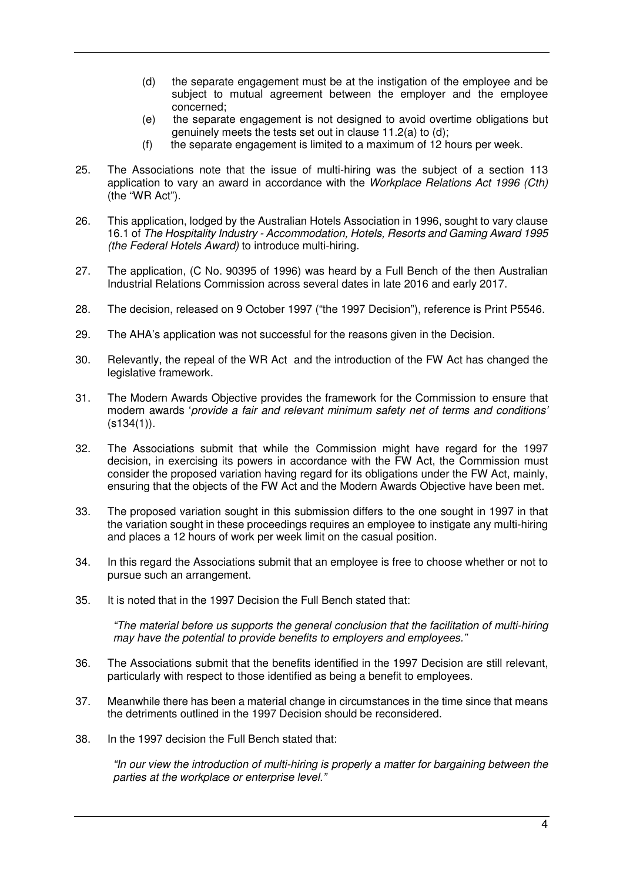(d) the separate engagement must be at the instigation of the employee and be subject to mutual agreement between the employer and the employee concerned;

(e) the separate engagement is not designed to avoid overtime obligations but genuinely meets the tests set out in clause 11.2(a) to (d);

(f) the separate engagement is limited to a maximum of 12 hours per week.

25. The Associations note that the issue of multi-hiring was the subject of a section 113 application to vary an award in accordance with the *Workplace Relations Act 1996 (Cth)* (the "WR Act").

26. This application, lodged by the Australian Hotels Association in 1996, sought to vary clause 16.1 of *The Hospitality Industry - Accommodation, Hotels, Resorts and Gaming Award 1995 (the Federal Hotels Award)* to introduce multi-hiring.

27. The application, (C No. 90395 of 1996) was heard by a Full Bench of the then Australian Industrial Relations Commission across several dates in late 2016 and early 2017.

28. The decision, released on 9 October 1997 ("the 1997 Decision"), reference is Print P5546.

29. The AHA's application was not successful for the reasons given in the Decision.

30. Relevantly, the repeal of the WR Act and the introduction of the FW Act has changed the legislative framework.

31. The Modern Awards Objective provides the framework for the Commission to ensure that modern awards '*provide a fair and relevant minimum safety net of terms and conditions*' (s134(1)).

32. The Associations submit that while the Commission might have regard for the 1997 decision, in exercising its powers in accordance with the FW Act, the Commission must consider the proposed variation having regard for its obligations under the FW Act, mainly, ensuring that the objects of the FW Act and the Modern Awards Objective have been met.

33. The proposed variation sought in this submission differs to the one sought in 1997 in that the variation sought in these proceedings requires an employee to instigate any multi-hiring and places a 12 hours of work per week limit on the casual position.

34. In this regard the Associations submit that an employee is free to choose whether or not to pursue such an arrangement.

35. It is noted that in the 1997 Decision the Full Bench stated that:

    *"The material before us supports the general conclusion that the facilitation of multi-hiring may have the potential to provide benefits to employers and employees."*

36. The Associations submit that the benefits identified in the 1997 Decision are still relevant, particularly with respect to those identified as being a benefit to employees.

37. Meanwhile there has been a material change in circumstances in the time since that means the detriments outlined in the 1997 Decision should be reconsidered.

38. In the 1997 decision the Full Bench stated that:

    *"In our view the introduction of multi-hiring is properly a matter for bargaining between the parties at the workplace or enterprise level."*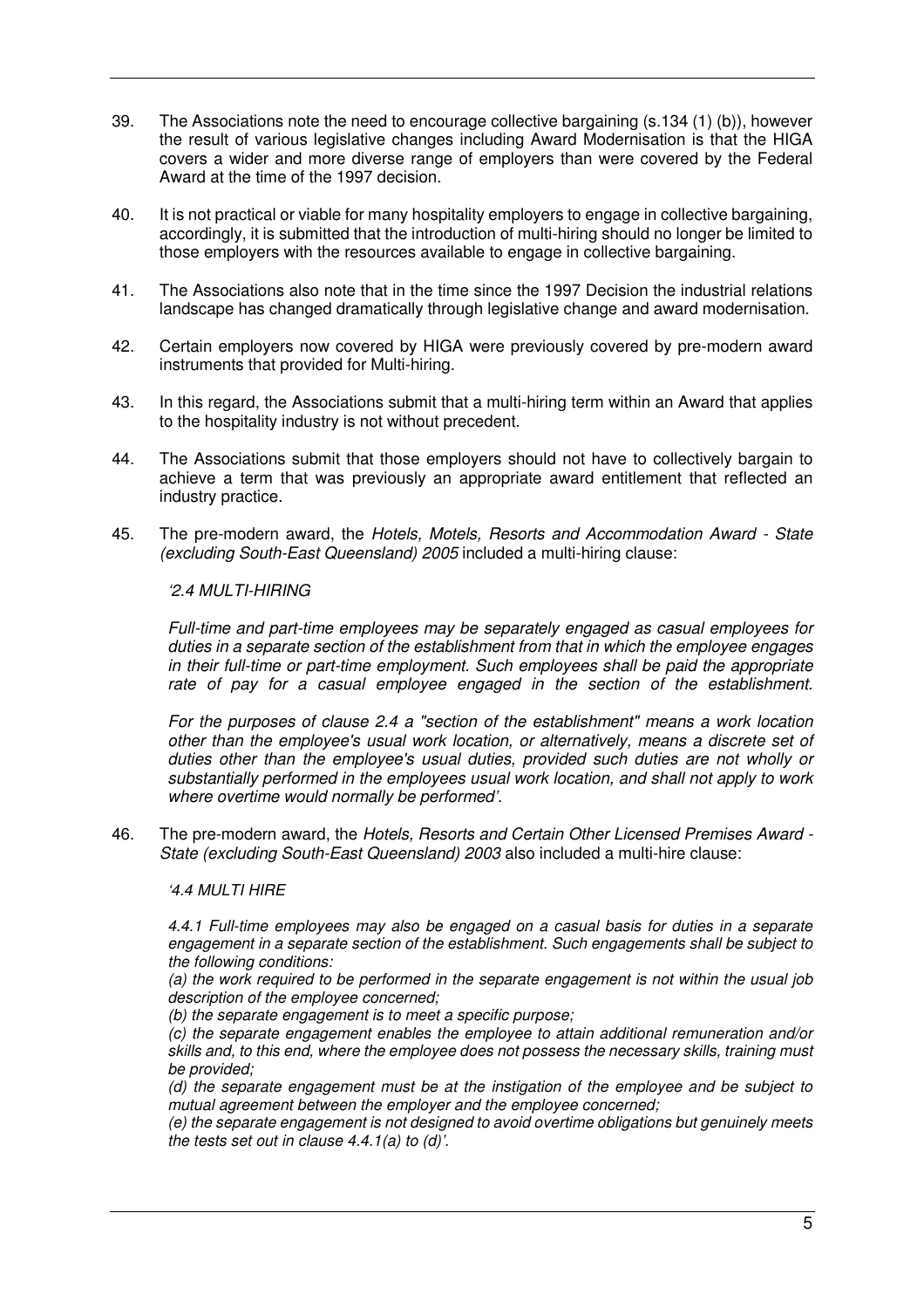39. The Associations note the need to encourage collective bargaining (s.134 (1) (b)), however the result of various legislative changes including Award Modernisation is that the HIGA covers a wider and more diverse range of employers than were covered by the Federal Award at the time of the 1997 decision.

40. It is not practical or viable for many hospitality employers to engage in collective bargaining, accordingly, it is submitted that the introduction of multi-hiring should no longer be limited to those employers with the resources available to engage in collective bargaining.

41. The Associations also note that in the time since the 1997 Decision the industrial relations landscape has changed dramatically through legislative change and award modernisation.

42. Certain employers now covered by HIGA were previously covered by pre-modern award instruments that provided for Multi-hiring.

43. In this regard, the Associations submit that a multi-hiring term within an Award that applies to the hospitality industry is not without precedent.

44. The Associations submit that those employers should not have to collectively bargain to achieve a term that was previously an appropriate award entitlement that reflected an industry practice.

45. The pre-modern award, the *Hotels, Motels, Resorts and Accommodation Award - State (excluding South-East Queensland) 2005* included a multi-hiring clause:

    *'2.4 MULTI-HIRING*

    *Full-time and part-time employees may be separately engaged as casual employees for duties in a separate section of the establishment from that in which the employee engages in their full-time or part-time employment. Such employees shall be paid the appropriate rate of pay for a casual employee engaged in the section of the establishment.*

    *For the purposes of clause 2.4 a "section of the establishment" means a work location other than the employee's usual work location, or alternatively, means a discrete set of duties other than the employee's usual duties, provided such duties are not wholly or substantially performed in the employees usual work location, and shall not apply to work where overtime would normally be performed'.*

46. The pre-modern award, the *Hotels, Resorts and Certain Other Licensed Premises Award - State (excluding South-East Queensland) 2003* also included a multi-hire clause:

    *'4.4 MULTI HIRE*

    *4.4.1 Full-time employees may also be engaged on a casual basis for duties in a separate engagement in a separate section of the establishment. Such engagements shall be subject to the following conditions:*
    *(a) the work required to be performed in the separate engagement is not within the usual job description of the employee concerned;*
    *(b) the separate engagement is to meet a specific purpose;*
    *(c) the separate engagement enables the employee to attain additional remuneration and/or skills and, to this end, where the employee does not possess the necessary skills, training must be provided;*
    *(d) the separate engagement must be at the instigation of the employee and be subject to mutual agreement between the employer and the employee concerned;*
    *(e) the separate engagement is not designed to avoid overtime obligations but genuinely meets the tests set out in clause 4.4.1(a) to (d)'.*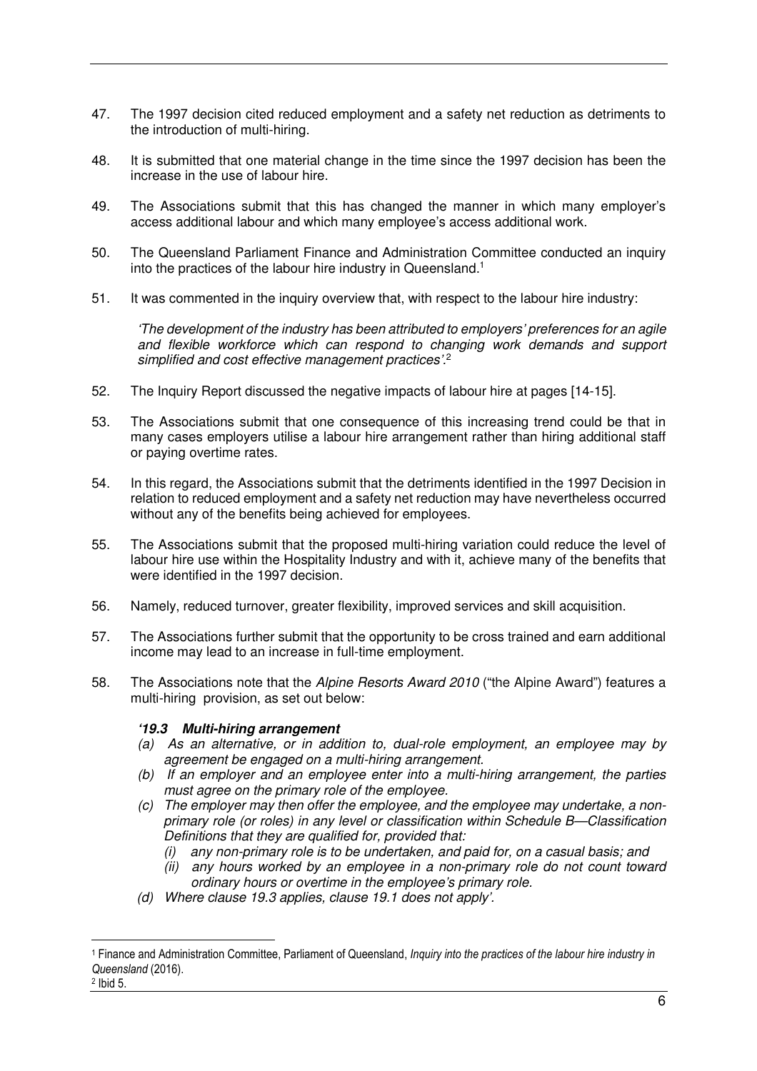47. The 1997 decision cited reduced employment and a safety net reduction as detriments to the introduction of multi-hiring.

48. It is submitted that one material change in the time since the 1997 decision has been the increase in the use of labour hire.

49. The Associations submit that this has changed the manner in which many employer's access additional labour and which many employee's access additional work.

50. The Queensland Parliament Finance and Administration Committee conducted an inquiry into the practices of the labour hire industry in Queensland.[1]

51. It was commented in the inquiry overview that, with respect to the labour hire industry:

    *'The development of the industry has been attributed to employers' preferences for an agile and flexible workforce which can respond to changing work demands and support simplified and cost effective management practices'.*[2]

52. The Inquiry Report discussed the negative impacts of labour hire at pages [14-15].

53. The Associations submit that one consequence of this increasing trend could be that in many cases employers utilise a labour hire arrangement rather than hiring additional staff or paying overtime rates.

54. In this regard, the Associations submit that the detriments identified in the 1997 Decision in relation to reduced employment and a safety net reduction may have nevertheless occurred without any of the benefits being achieved for employees.

55. The Associations submit that the proposed multi-hiring variation could reduce the level of labour hire use within the Hospitality Industry and with it, achieve many of the benefits that were identified in the 1997 decision.

56. Namely, reduced turnover, greater flexibility, improved services and skill acquisition.

57. The Associations further submit that the opportunity to be cross trained and earn additional income may lead to an increase in full-time employment.

58. The Associations note that the *Alpine Resorts Award 2010* ("the Alpine Award") features a multi-hiring provision, as set out below:

    ***'19.3 Multi-hiring arrangement***

    *(a) As an alternative, or in addition to, dual-role employment, an employee may by agreement be engaged on a multi-hiring arrangement.*

    *(b) If an employer and an employee enter into a multi-hiring arrangement, the parties must agree on the primary role of the employee.*

    *(c) The employer may then offer the employee, and the employee may undertake, a non-primary role (or roles) in any level or classification within Schedule B—Classification Definitions that they are qualified for, provided that:*

    *(i) any non-primary role is to be undertaken, and paid for, on a casual basis; and*

    *(ii) any hours worked by an employee in a non-primary role do not count toward ordinary hours or overtime in the employee's primary role.*

    *(d) Where clause 19.3 applies, clause 19.1 does not apply'.*

---

[1] Finance and Administration Committee, Parliament of Queensland, *Inquiry into the practices of the labour hire industry in Queensland* (2016).

[2] Ibid 5.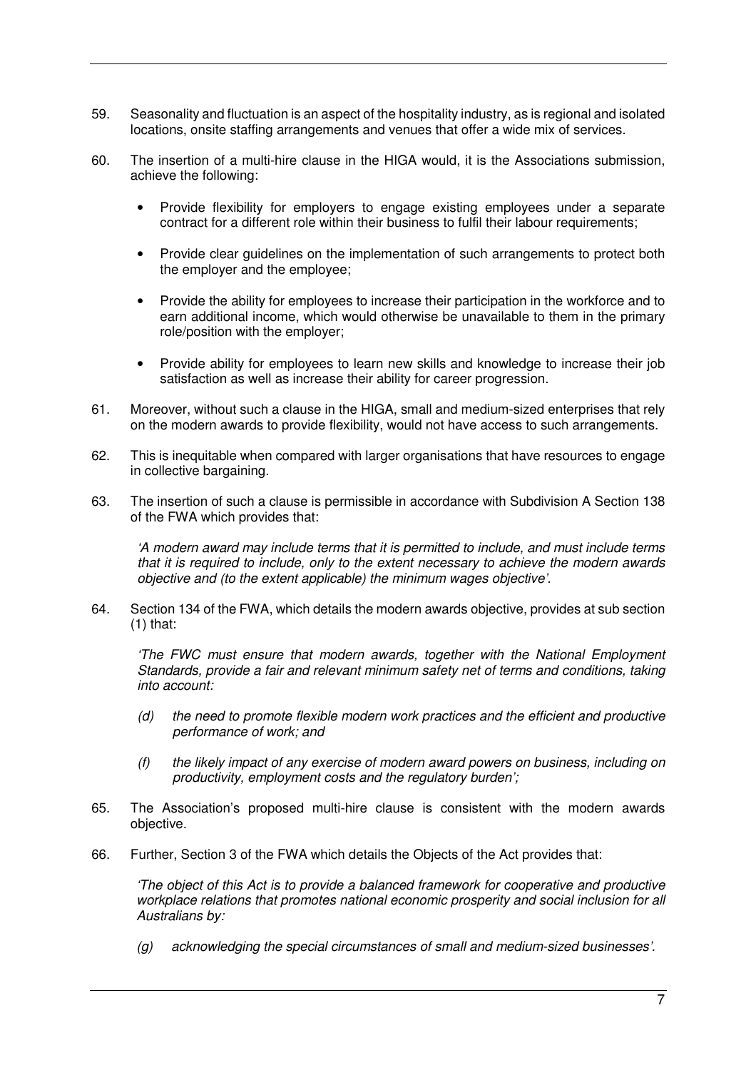59. Seasonality and fluctuation is an aspect of the hospitality industry, as is regional and isolated locations, onsite staffing arrangements and venues that offer a wide mix of services.

60. The insertion of a multi-hire clause in the HIGA would, it is the Associations submission, achieve the following:

    - Provide flexibility for employers to engage existing employees under a separate contract for a different role within their business to fulfil their labour requirements;

    - Provide clear guidelines on the implementation of such arrangements to protect both the employer and the employee;

    - Provide the ability for employees to increase their participation in the workforce and to earn additional income, which would otherwise be unavailable to them in the primary role/position with the employer;

    - Provide ability for employees to learn new skills and knowledge to increase their job satisfaction as well as increase their ability for career progression.

61. Moreover, without such a clause in the HIGA, small and medium-sized enterprises that rely on the modern awards to provide flexibility, would not have access to such arrangements.

62. This is inequitable when compared with larger organisations that have resources to engage in collective bargaining.

63. The insertion of such a clause is permissible in accordance with Subdivision A Section 138 of the FWA which provides that:

    *'A modern award may include terms that it is permitted to include, and must include terms that it is required to include, only to the extent necessary to achieve the modern awards objective and (to the extent applicable) the minimum wages objective'.*

64. Section 134 of the FWA, which details the modern awards objective, provides at sub section (1) that:

    *'The FWC must ensure that modern awards, together with the National Employment Standards, provide a fair and relevant minimum safety net of terms and conditions, taking into account:*

    *(d) the need to promote flexible modern work practices and the efficient and productive performance of work; and*

    *(f) the likely impact of any exercise of modern award powers on business, including on productivity, employment costs and the regulatory burden';*

65. The Association's proposed multi-hire clause is consistent with the modern awards objective.

66. Further, Section 3 of the FWA which details the Objects of the Act provides that:

    *'The object of this Act is to provide a balanced framework for cooperative and productive workplace relations that promotes national economic prosperity and social inclusion for all Australians by:*

    *(g) acknowledging the special circumstances of small and medium-sized businesses'.*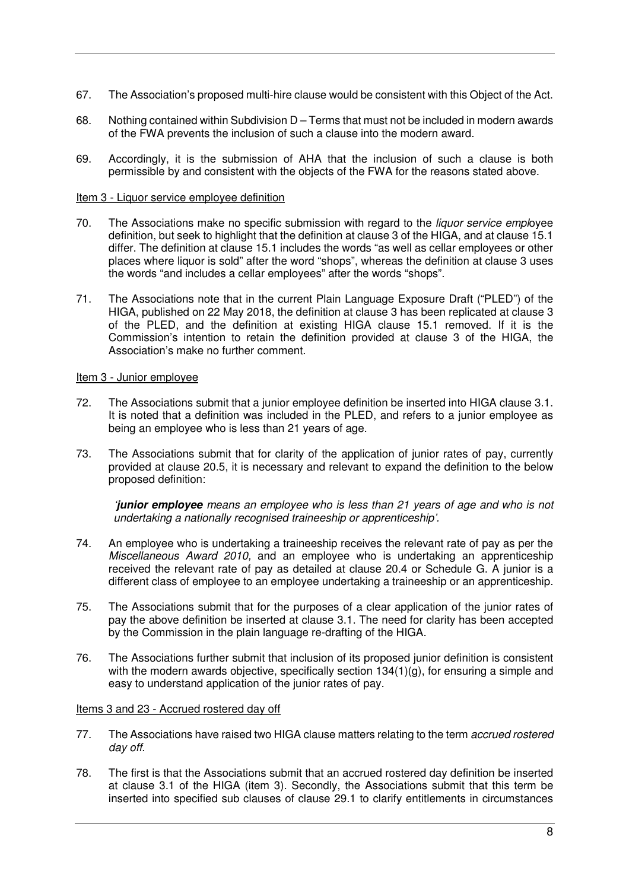67. The Association's proposed multi-hire clause would be consistent with this Object of the Act.

68. Nothing contained within Subdivision D – Terms that must not be included in modern awards of the FWA prevents the inclusion of such a clause into the modern award.

69. Accordingly, it is the submission of AHA that the inclusion of such a clause is both permissible by and consistent with the objects of the FWA for the reasons stated above.

Item 3 - Liquor service employee definition

70. The Associations make no specific submission with regard to the *liquor service empl*oyee definition, but seek to highlight that the definition at clause 3 of the HIGA, and at clause 15.1 differ. The definition at clause 15.1 includes the words "as well as cellar employees or other places where liquor is sold" after the word "shops", whereas the definition at clause 3 uses the words "and includes a cellar employees" after the words "shops".

71. The Associations note that in the current Plain Language Exposure Draft ("PLED") of the HIGA, published on 22 May 2018, the definition at clause 3 has been replicated at clause 3 of the PLED, and the definition at existing HIGA clause 15.1 removed. If it is the Commission's intention to retain the definition provided at clause 3 of the HIGA, the Association's make no further comment.

Item 3 - Junior employee

72. The Associations submit that a junior employee definition be inserted into HIGA clause 3.1. It is noted that a definition was included in the PLED, and refers to a junior employee as being an employee who is less than 21 years of age.

73. The Associations submit that for clarity of the application of junior rates of pay, currently provided at clause 20.5, it is necessary and relevant to expand the definition to the below proposed definition:

    *'**junior employee** means an employee who is less than 21 years of age and who is not undertaking a nationally recognised traineeship or apprenticeship'.*

74. An employee who is undertaking a traineeship receives the relevant rate of pay as per the *Miscellaneous Award 2010,* and an employee who is undertaking an apprenticeship received the relevant rate of pay as detailed at clause 20.4 or Schedule G. A junior is a different class of employee to an employee undertaking a traineeship or an apprenticeship.

75. The Associations submit that for the purposes of a clear application of the junior rates of pay the above definition be inserted at clause 3.1. The need for clarity has been accepted by the Commission in the plain language re-drafting of the HIGA.

76. The Associations further submit that inclusion of its proposed junior definition is consistent with the modern awards objective, specifically section 134(1)(g), for ensuring a simple and easy to understand application of the junior rates of pay.

Items 3 and 23 - Accrued rostered day off

77. The Associations have raised two HIGA clause matters relating to the term *accrued rostered day off.*

78. The first is that the Associations submit that an accrued rostered day definition be inserted at clause 3.1 of the HIGA (item 3). Secondly, the Associations submit that this term be inserted into specified sub clauses of clause 29.1 to clarify entitlements in circumstances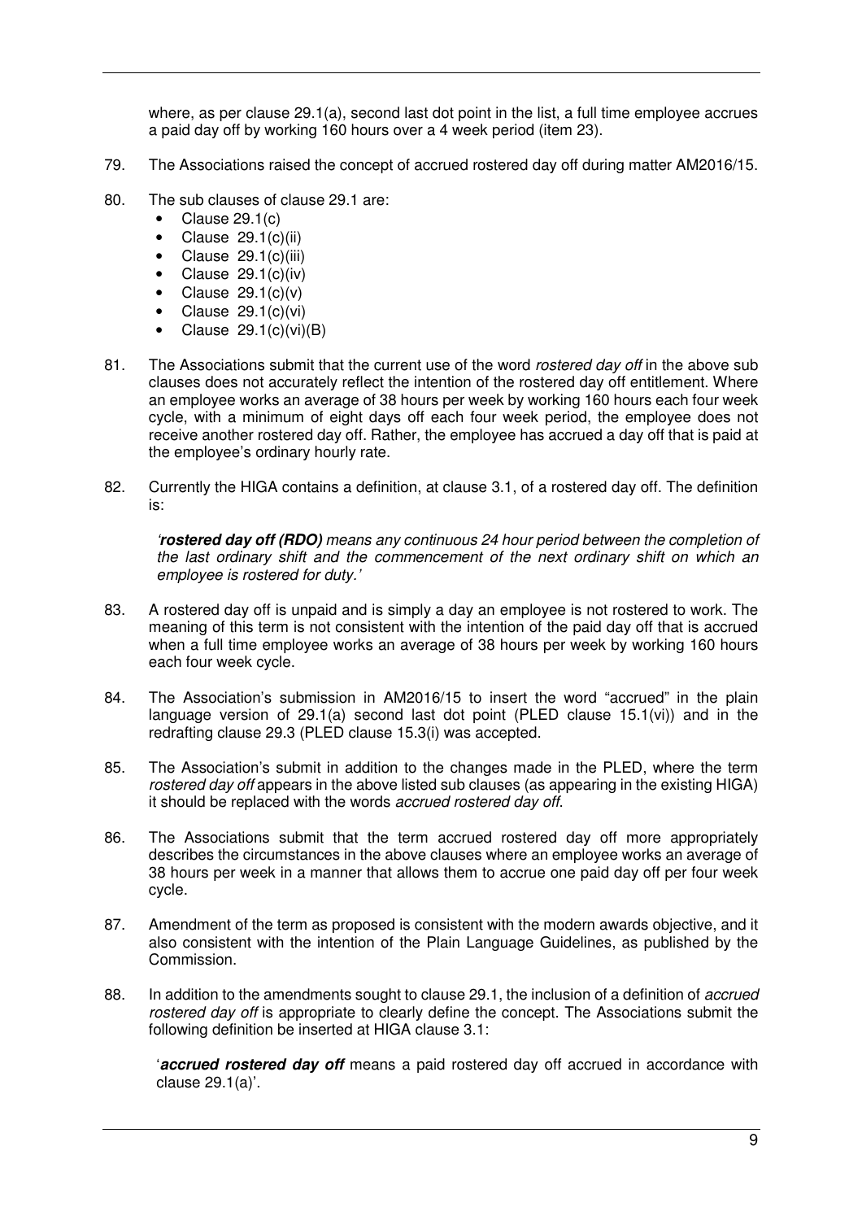where, as per clause 29.1(a), second last dot point in the list, a full time employee accrues a paid day off by working 160 hours over a 4 week period (item 23).

79. The Associations raised the concept of accrued rostered day off during matter AM2016/15.

80. The sub clauses of clause 29.1 are:
    - Clause 29.1(c)
    - Clause 29.1(c)(ii)
    - Clause 29.1(c)(iii)
    - Clause 29.1(c)(iv)
    - Clause 29.1(c)(v)
    - Clause 29.1(c)(vi)
    - Clause 29.1(c)(vi)(B)

81. The Associations submit that the current use of the word *rostered day off* in the above sub clauses does not accurately reflect the intention of the rostered day off entitlement. Where an employee works an average of 38 hours per week by working 160 hours each four week cycle, with a minimum of eight days off each four week period, the employee does not receive another rostered day off. Rather, the employee has accrued a day off that is paid at the employee's ordinary hourly rate.

82. Currently the HIGA contains a definition, at clause 3.1, of a rostered day off. The definition is:

    *'**rostered day off (RDO)** means any continuous 24 hour period between the completion of the last ordinary shift and the commencement of the next ordinary shift on which an employee is rostered for duty.'*

83. A rostered day off is unpaid and is simply a day an employee is not rostered to work. The meaning of this term is not consistent with the intention of the paid day off that is accrued when a full time employee works an average of 38 hours per week by working 160 hours each four week cycle.

84. The Association's submission in AM2016/15 to insert the word "accrued" in the plain language version of 29.1(a) second last dot point (PLED clause 15.1(vi)) and in the redrafting clause 29.3 (PLED clause 15.3(i) was accepted.

85. The Association's submit in addition to the changes made in the PLED, where the term *rostered day off* appears in the above listed sub clauses (as appearing in the existing HIGA) it should be replaced with the words *accrued rostered day off*.

86. The Associations submit that the term accrued rostered day off more appropriately describes the circumstances in the above clauses where an employee works an average of 38 hours per week in a manner that allows them to accrue one paid day off per four week cycle.

87. Amendment of the term as proposed is consistent with the modern awards objective, and it also consistent with the intention of the Plain Language Guidelines, as published by the Commission.

88. In addition to the amendments sought to clause 29.1, the inclusion of a definition of *accrued rostered day off* is appropriate to clearly define the concept. The Associations submit the following definition be inserted at HIGA clause 3.1:

    '***accrued rostered day off*** means a paid rostered day off accrued in accordance with clause 29.1(a)'.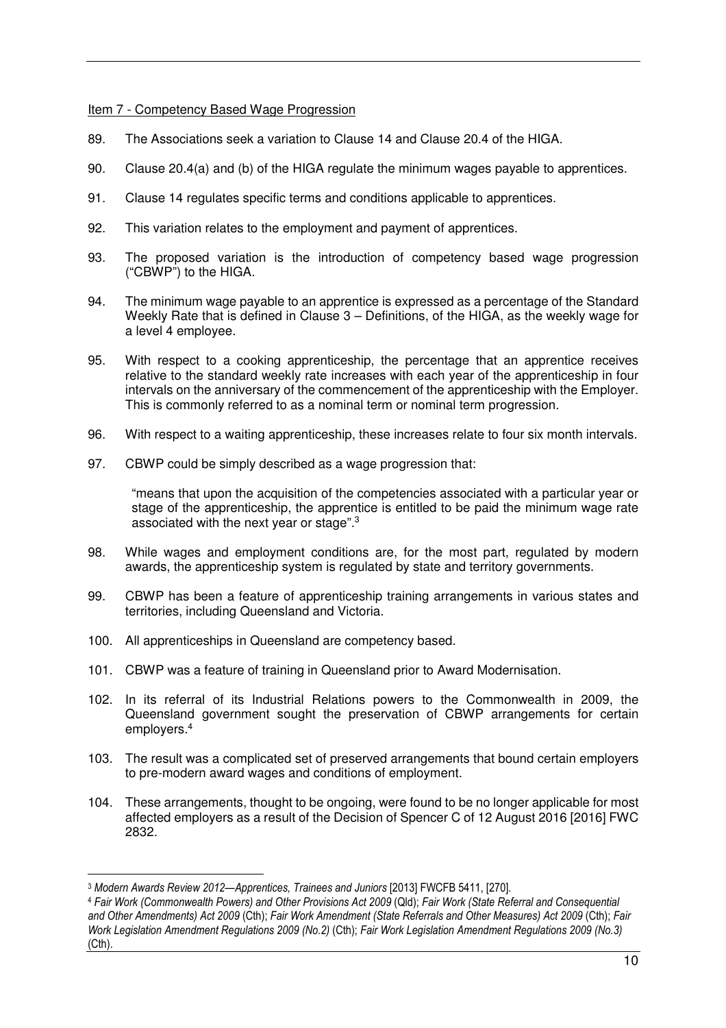Item 7 - Competency Based Wage Progression

89. The Associations seek a variation to Clause 14 and Clause 20.4 of the HIGA.

90. Clause 20.4(a) and (b) of the HIGA regulate the minimum wages payable to apprentices.

91. Clause 14 regulates specific terms and conditions applicable to apprentices.

92. This variation relates to the employment and payment of apprentices.

93. The proposed variation is the introduction of competency based wage progression ("CBWP") to the HIGA.

94. The minimum wage payable to an apprentice is expressed as a percentage of the Standard Weekly Rate that is defined in Clause 3 – Definitions, of the HIGA, as the weekly wage for a level 4 employee.

95. With respect to a cooking apprenticeship, the percentage that an apprentice receives relative to the standard weekly rate increases with each year of the apprenticeship in four intervals on the anniversary of the commencement of the apprenticeship with the Employer. This is commonly referred to as a nominal term or nominal term progression.

96. With respect to a waiting apprenticeship, these increases relate to four six month intervals.

97. CBWP could be simply described as a wage progression that:

> "means that upon the acquisition of the competencies associated with a particular year or stage of the apprenticeship, the apprentice is entitled to be paid the minimum wage rate associated with the next year or stage".[3]

98. While wages and employment conditions are, for the most part, regulated by modern awards, the apprenticeship system is regulated by state and territory governments.

99. CBWP has been a feature of apprenticeship training arrangements in various states and territories, including Queensland and Victoria.

100. All apprenticeships in Queensland are competency based.

101. CBWP was a feature of training in Queensland prior to Award Modernisation.

102. In its referral of its Industrial Relations powers to the Commonwealth in 2009, the Queensland government sought the preservation of CBWP arrangements for certain employers.[4]

103. The result was a complicated set of preserved arrangements that bound certain employers to pre-modern award wages and conditions of employment.

104. These arrangements, thought to be ongoing, were found to be no longer applicable for most affected employers as a result of the Decision of Spencer C of 12 August 2016 [2016] FWC 2832.

---

[3] *Modern Awards Review 2012—Apprentices, Trainees and Juniors* [2013] FWCFB 5411, [270].

[4] *Fair Work (Commonwealth Powers) and Other Provisions Act 2009* (Qld); *Fair Work (State Referral and Consequential and Other Amendments) Act 2009* (Cth); *Fair Work Amendment (State Referrals and Other Measures) Act 2009* (Cth); *Fair Work Legislation Amendment Regulations 2009 (No.2)* (Cth); *Fair Work Legislation Amendment Regulations 2009 (No.3)* (Cth).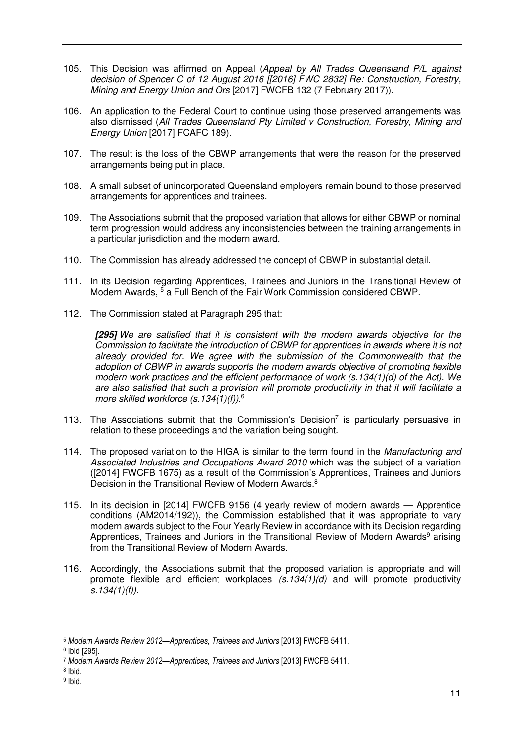105. This Decision was affirmed on Appeal (*Appeal by All Trades Queensland P/L against decision of Spencer C of 12 August 2016 [[2016] FWC 2832] Re: Construction, Forestry, Mining and Energy Union and Ors* [2017] FWCFB 132 (7 February 2017)).

106. An application to the Federal Court to continue using those preserved arrangements was also dismissed (*All Trades Queensland Pty Limited v Construction, Forestry, Mining and Energy Union* [2017] FCAFC 189).

107. The result is the loss of the CBWP arrangements that were the reason for the preserved arrangements being put in place.

108. A small subset of unincorporated Queensland employers remain bound to those preserved arrangements for apprentices and trainees.

109. The Associations submit that the proposed variation that allows for either CBWP or nominal term progression would address any inconsistencies between the training arrangements in a particular jurisdiction and the modern award.

110. The Commission has already addressed the concept of CBWP in substantial detail.

111. In its Decision regarding Apprentices, Trainees and Juniors in the Transitional Review of Modern Awards, [5] a Full Bench of the Fair Work Commission considered CBWP.

112. The Commission stated at Paragraph 295 that:

    ***[295]*** *We are satisfied that it is consistent with the modern awards objective for the Commission to facilitate the introduction of CBWP for apprentices in awards where it is not already provided for. We agree with the submission of the Commonwealth that the adoption of CBWP in awards supports the modern awards objective of promoting flexible modern work practices and the efficient performance of work (s.134(1)(d) of the Act). We are also satisfied that such a provision will promote productivity in that it will facilitate a more skilled workforce (s.134(1)(f)).*[6]

113. The Associations submit that the Commission's Decision[7] is particularly persuasive in relation to these proceedings and the variation being sought.

114. The proposed variation to the HIGA is similar to the term found in the *Manufacturing and Associated Industries and Occupations Award 2010* which was the subject of a variation ([2014] FWCFB 1675) as a result of the Commission's Apprentices, Trainees and Juniors Decision in the Transitional Review of Modern Awards.[8]

115. In its decision in [2014] FWCFB 9156 (4 yearly review of modern awards — Apprentice conditions (AM2014/192)), the Commission established that it was appropriate to vary modern awards subject to the Four Yearly Review in accordance with its Decision regarding Apprentices, Trainees and Juniors in the Transitional Review of Modern Awards[9] arising from the Transitional Review of Modern Awards.

116. Accordingly, the Associations submit that the proposed variation is appropriate and will promote flexible and efficient workplaces *(s.134(1)(d)* and will promote productivity *s.134(1)(f))*.

---

[5] *Modern Awards Review 2012—Apprentices, Trainees and Juniors* [2013] FWCFB 5411.

[6] Ibid [295].

[7] *Modern Awards Review 2012—Apprentices, Trainees and Juniors* [2013] FWCFB 5411.

[8] Ibid.

[9] Ibid.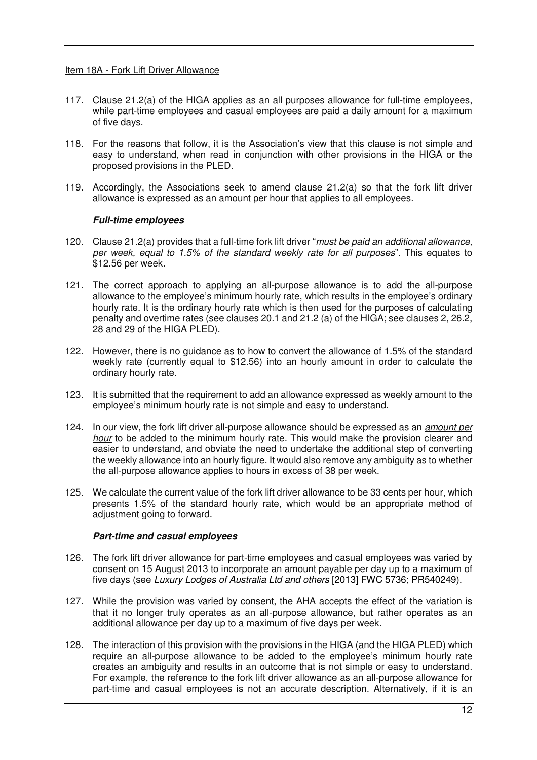Item 18A - Fork Lift Driver Allowance

117. Clause 21.2(a) of the HIGA applies as an all purposes allowance for full-time employees, while part-time employees and casual employees are paid a daily amount for a maximum of five days.

118. For the reasons that follow, it is the Association's view that this clause is not simple and easy to understand, when read in conjunction with other provisions in the HIGA or the proposed provisions in the PLED.

119. Accordingly, the Associations seek to amend clause 21.2(a) so that the fork lift driver allowance is expressed as an amount per hour that applies to all employees.

***Full-time employees***

120. Clause 21.2(a) provides that a full-time fork lift driver "*must be paid an additional allowance, per week, equal to 1.5% of the standard weekly rate for all purposes*". This equates to $12.56 per week.

121. The correct approach to applying an all-purpose allowance is to add the all-purpose allowance to the employee's minimum hourly rate, which results in the employee's ordinary hourly rate. It is the ordinary hourly rate which is then used for the purposes of calculating penalty and overtime rates (see clauses 20.1 and 21.2 (a) of the HIGA; see clauses 2, 26.2, 28 and 29 of the HIGA PLED).

122. However, there is no guidance as to how to convert the allowance of 1.5% of the standard weekly rate (currently equal to $12.56) into an hourly amount in order to calculate the ordinary hourly rate.

123. It is submitted that the requirement to add an allowance expressed as weekly amount to the employee's minimum hourly rate is not simple and easy to understand.

124. In our view, the fork lift driver all-purpose allowance should be expressed as an *amount per hour* to be added to the minimum hourly rate. This would make the provision clearer and easier to understand, and obviate the need to undertake the additional step of converting the weekly allowance into an hourly figure. It would also remove any ambiguity as to whether the all-purpose allowance applies to hours in excess of 38 per week.

125. We calculate the current value of the fork lift driver allowance to be 33 cents per hour, which presents 1.5% of the standard hourly rate, which would be an appropriate method of adjustment going to forward.

***Part-time and casual employees***

126. The fork lift driver allowance for part-time employees and casual employees was varied by consent on 15 August 2013 to incorporate an amount payable per day up to a maximum of five days (see *Luxury Lodges of Australia Ltd and others* [2013] FWC 5736; PR540249).

127. While the provision was varied by consent, the AHA accepts the effect of the variation is that it no longer truly operates as an all-purpose allowance, but rather operates as an additional allowance per day up to a maximum of five days per week.

128. The interaction of this provision with the provisions in the HIGA (and the HIGA PLED) which require an all-purpose allowance to be added to the employee's minimum hourly rate creates an ambiguity and results in an outcome that is not simple or easy to understand. For example, the reference to the fork lift driver allowance as an all-purpose allowance for part-time and casual employees is not an accurate description. Alternatively, if it is an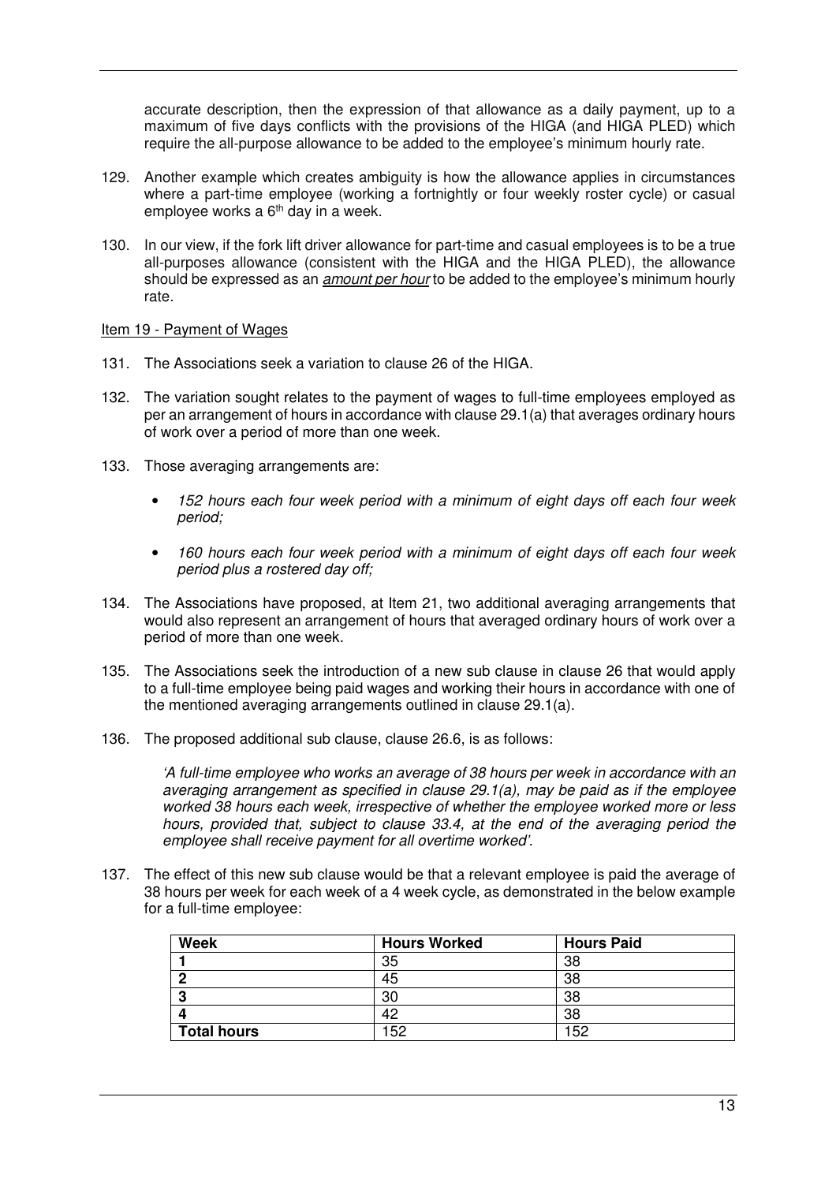accurate description, then the expression of that allowance as a daily payment, up to a maximum of five days conflicts with the provisions of the HIGA (and HIGA PLED) which require the all-purpose allowance to be added to the employee's minimum hourly rate.

129. Another example which creates ambiguity is how the allowance applies in circumstances where a part-time employee (working a fortnightly or four weekly roster cycle) or casual employee works a 6th day in a week.

130. In our view, if the fork lift driver allowance for part-time and casual employees is to be a true all-purposes allowance (consistent with the HIGA and the HIGA PLED), the allowance should be expressed as an <u>*amount per hour*</u> to be added to the employee's minimum hourly rate.

<u>Item 19 - Payment of Wages</u>

131. The Associations seek a variation to clause 26 of the HIGA.

132. The variation sought relates to the payment of wages to full-time employees employed as per an arrangement of hours in accordance with clause 29.1(a) that averages ordinary hours of work over a period of more than one week.

133. Those averaging arrangements are:

   - *152 hours each four week period with a minimum of eight days off each four week period;*
   - *160 hours each four week period with a minimum of eight days off each four week period plus a rostered day off;*

134. The Associations have proposed, at Item 21, two additional averaging arrangements that would also represent an arrangement of hours that averaged ordinary hours of work over a period of more than one week.

135. The Associations seek the introduction of a new sub clause in clause 26 that would apply to a full-time employee being paid wages and working their hours in accordance with one of the mentioned averaging arrangements outlined in clause 29.1(a).

136. The proposed additional sub clause, clause 26.6, is as follows:

   *'A full-time employee who works an average of 38 hours per week in accordance with an averaging arrangement as specified in clause 29.1(a), may be paid as if the employee worked 38 hours each week, irrespective of whether the employee worked more or less hours, provided that, subject to clause 33.4, at the end of the averaging period the employee shall receive payment for all overtime worked'.*

137. The effect of this new sub clause would be that a relevant employee is paid the average of 38 hours per week for each week of a 4 week cycle, as demonstrated in the below example for a full-time employee:

| Week | Hours Worked | Hours Paid |
|---|---|---|
| **1** | 35 | 38 |
| **2** | 45 | 38 |
| **3** | 30 | 38 |
| **4** | 42 | 38 |
| **Total hours** | 152 | 152 |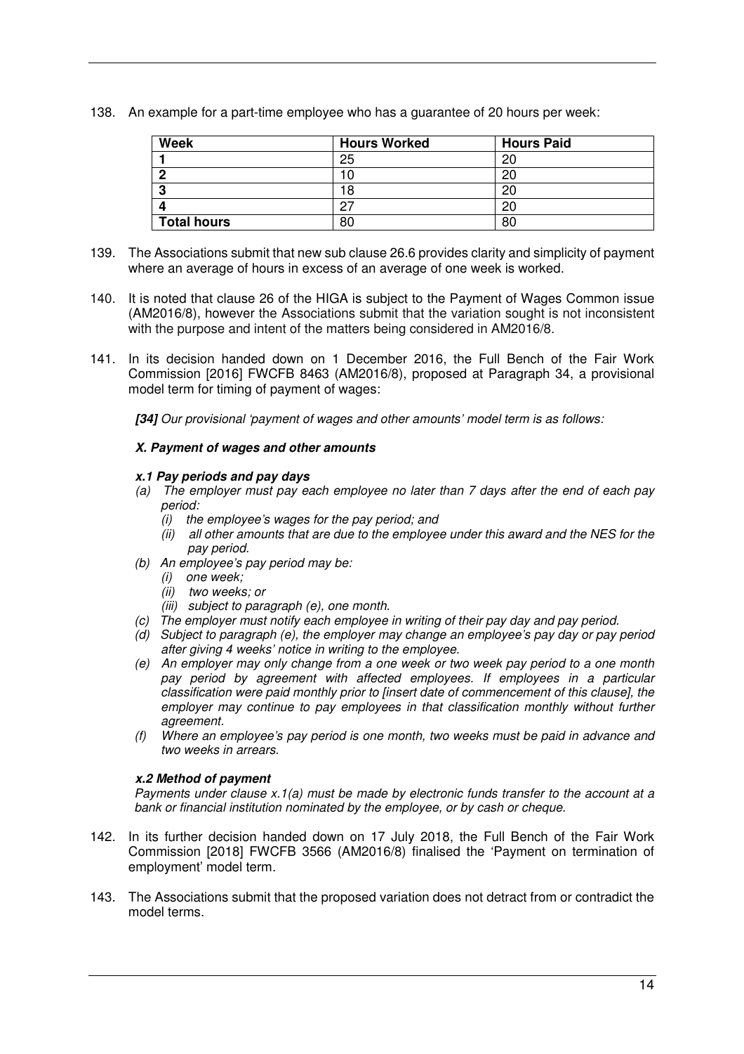138. An example for a part-time employee who has a guarantee of 20 hours per week:

| Week | Hours Worked | Hours Paid |
|---|---|---|
| **1** | 25 | 20 |
| **2** | 10 | 20 |
| **3** | 18 | 20 |
| **4** | 27 | 20 |
| **Total hours** | 80 | 80 |

139. The Associations submit that new sub clause 26.6 provides clarity and simplicity of payment where an average of hours in excess of an average of one week is worked.

140. It is noted that clause 26 of the HIGA is subject to the Payment of Wages Common issue (AM2016/8), however the Associations submit that the variation sought is not inconsistent with the purpose and intent of the matters being considered in AM2016/8.

141. In its decision handed down on 1 December 2016, the Full Bench of the Fair Work Commission [2016] FWCFB 8463 (AM2016/8), proposed at Paragraph 34, a provisional model term for timing of payment of wages:

*__[34]__ Our provisional 'payment of wages and other amounts' model term is as follows:*

***X. Payment of wages and other amounts***

***x.1 Pay periods and pay days***

*(a) The employer must pay each employee no later than 7 days after the end of each pay period:*
  - *(i) the employee's wages for the pay period; and*
  - *(ii) all other amounts that are due to the employee under this award and the NES for the pay period.*

*(b) An employee's pay period may be:*
  - *(i) one week;*
  - *(ii) two weeks; or*
  - *(iii) subject to paragraph (e), one month.*

*(c) The employer must notify each employee in writing of their pay day and pay period.*

*(d) Subject to paragraph (e), the employer may change an employee's pay day or pay period after giving 4 weeks' notice in writing to the employee.*

*(e) An employer may only change from a one week or two week pay period to a one month pay period by agreement with affected employees. If employees in a particular classification were paid monthly prior to [insert date of commencement of this clause], the employer may continue to pay employees in that classification monthly without further agreement.*

*(f) Where an employee's pay period is one month, two weeks must be paid in advance and two weeks in arrears.*

***x.2 Method of payment***

*Payments under clause x.1(a) must be made by electronic funds transfer to the account at a bank or financial institution nominated by the employee, or by cash or cheque.*

142. In its further decision handed down on 17 July 2018, the Full Bench of the Fair Work Commission [2018] FWCFB 3566 (AM2016/8) finalised the 'Payment on termination of employment' model term.

143. The Associations submit that the proposed variation does not detract from or contradict the model terms.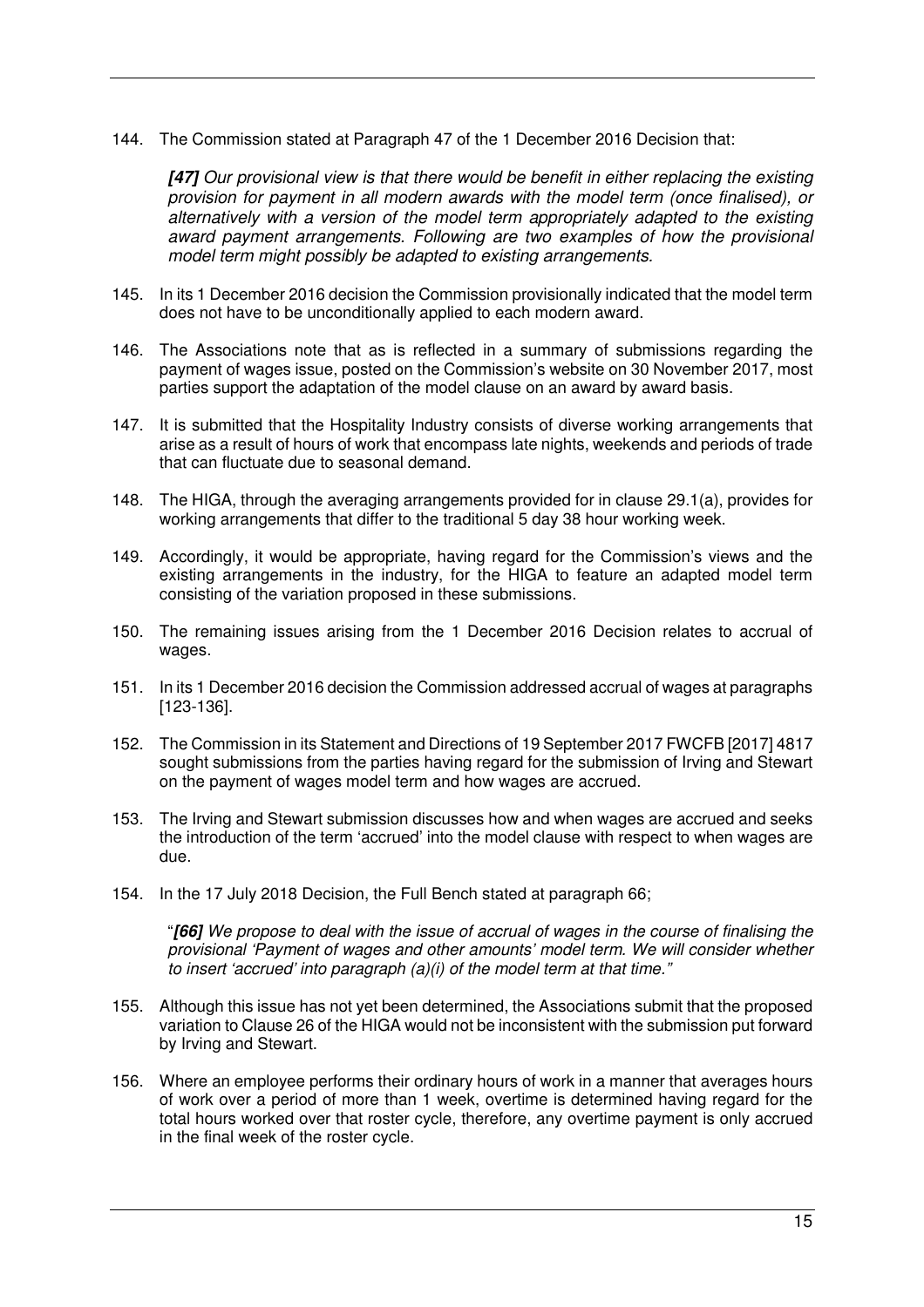144. The Commission stated at Paragraph 47 of the 1 December 2016 Decision that:

> ***[47]*** *Our provisional view is that there would be benefit in either replacing the existing provision for payment in all modern awards with the model term (once finalised), or alternatively with a version of the model term appropriately adapted to the existing award payment arrangements. Following are two examples of how the provisional model term might possibly be adapted to existing arrangements.*

145. In its 1 December 2016 decision the Commission provisionally indicated that the model term does not have to be unconditionally applied to each modern award.

146. The Associations note that as is reflected in a summary of submissions regarding the payment of wages issue, posted on the Commission's website on 30 November 2017, most parties support the adaptation of the model clause on an award by award basis.

147. It is submitted that the Hospitality Industry consists of diverse working arrangements that arise as a result of hours of work that encompass late nights, weekends and periods of trade that can fluctuate due to seasonal demand.

148. The HIGA, through the averaging arrangements provided for in clause 29.1(a), provides for working arrangements that differ to the traditional 5 day 38 hour working week.

149. Accordingly, it would be appropriate, having regard for the Commission's views and the existing arrangements in the industry, for the HIGA to feature an adapted model term consisting of the variation proposed in these submissions.

150. The remaining issues arising from the 1 December 2016 Decision relates to accrual of wages.

151. In its 1 December 2016 decision the Commission addressed accrual of wages at paragraphs [123-136].

152. The Commission in its Statement and Directions of 19 September 2017 FWCFB [2017] 4817 sought submissions from the parties having regard for the submission of Irving and Stewart on the payment of wages model term and how wages are accrued.

153. The Irving and Stewart submission discusses how and when wages are accrued and seeks the introduction of the term 'accrued' into the model clause with respect to when wages are due.

154. In the 17 July 2018 Decision, the Full Bench stated at paragraph 66;

> "***[66]*** *We propose to deal with the issue of accrual of wages in the course of finalising the provisional 'Payment of wages and other amounts' model term. We will consider whether to insert 'accrued' into paragraph (a)(i) of the model term at that time."*

155. Although this issue has not yet been determined, the Associations submit that the proposed variation to Clause 26 of the HIGA would not be inconsistent with the submission put forward by Irving and Stewart.

156. Where an employee performs their ordinary hours of work in a manner that averages hours of work over a period of more than 1 week, overtime is determined having regard for the total hours worked over that roster cycle, therefore, any overtime payment is only accrued in the final week of the roster cycle.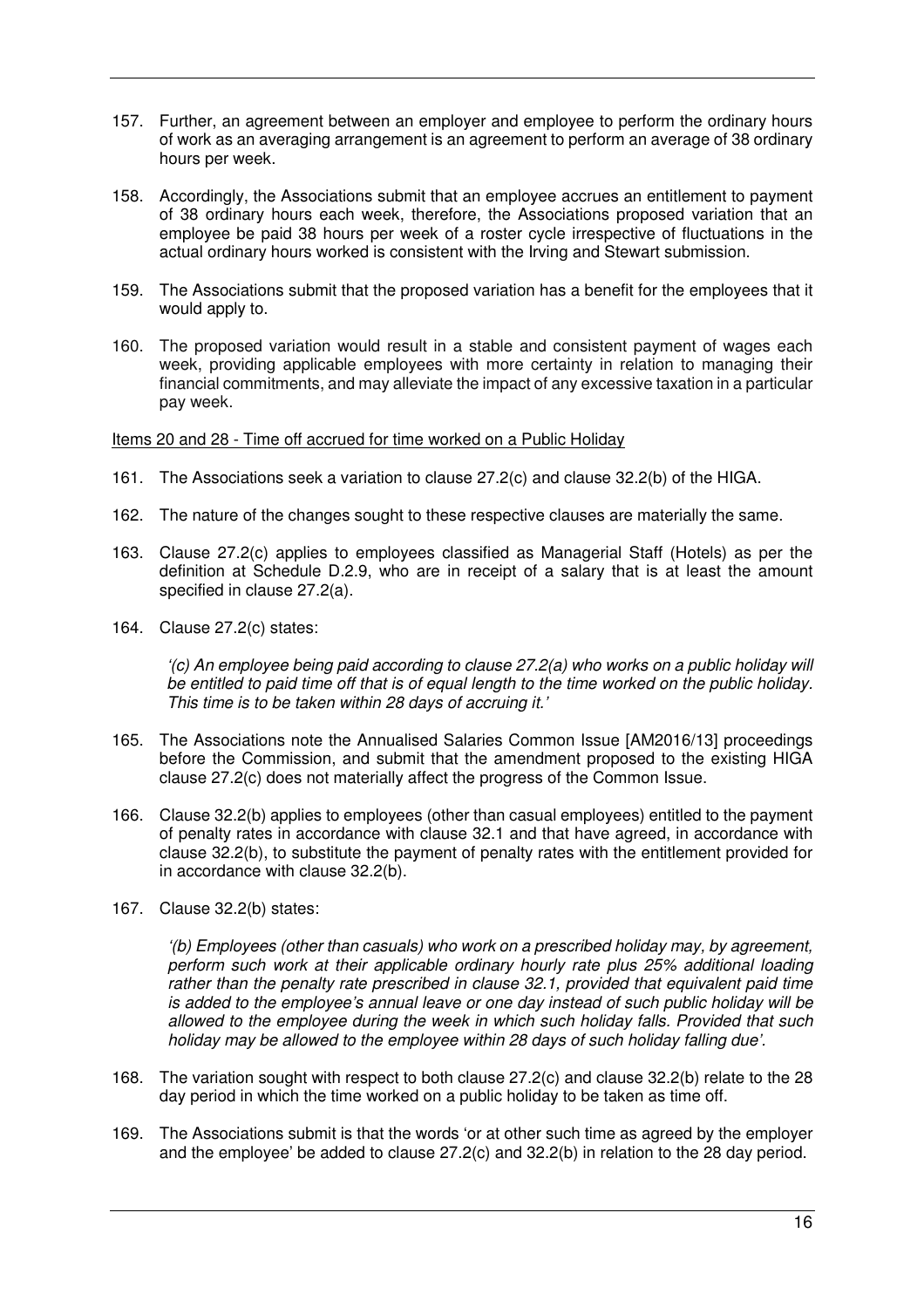157. Further, an agreement between an employer and employee to perform the ordinary hours of work as an averaging arrangement is an agreement to perform an average of 38 ordinary hours per week.

158. Accordingly, the Associations submit that an employee accrues an entitlement to payment of 38 ordinary hours each week, therefore, the Associations proposed variation that an employee be paid 38 hours per week of a roster cycle irrespective of fluctuations in the actual ordinary hours worked is consistent with the Irving and Stewart submission.

159. The Associations submit that the proposed variation has a benefit for the employees that it would apply to.

160. The proposed variation would result in a stable and consistent payment of wages each week, providing applicable employees with more certainty in relation to managing their financial commitments, and may alleviate the impact of any excessive taxation in a particular pay week.

Items 20 and 28 - Time off accrued for time worked on a Public Holiday

161. The Associations seek a variation to clause 27.2(c) and clause 32.2(b) of the HIGA.

162. The nature of the changes sought to these respective clauses are materially the same.

163. Clause 27.2(c) applies to employees classified as Managerial Staff (Hotels) as per the definition at Schedule D.2.9, who are in receipt of a salary that is at least the amount specified in clause 27.2(a).

164. Clause 27.2(c) states:

> *'(c) An employee being paid according to clause 27.2(a) who works on a public holiday will be entitled to paid time off that is of equal length to the time worked on the public holiday. This time is to be taken within 28 days of accruing it.'*

165. The Associations note the Annualised Salaries Common Issue [AM2016/13] proceedings before the Commission, and submit that the amendment proposed to the existing HIGA clause 27.2(c) does not materially affect the progress of the Common Issue.

166. Clause 32.2(b) applies to employees (other than casual employees) entitled to the payment of penalty rates in accordance with clause 32.1 and that have agreed, in accordance with clause 32.2(b), to substitute the payment of penalty rates with the entitlement provided for in accordance with clause 32.2(b).

167. Clause 32.2(b) states:

> *'(b) Employees (other than casuals) who work on a prescribed holiday may, by agreement, perform such work at their applicable ordinary hourly rate plus 25% additional loading rather than the penalty rate prescribed in clause 32.1, provided that equivalent paid time is added to the employee's annual leave or one day instead of such public holiday will be allowed to the employee during the week in which such holiday falls. Provided that such holiday may be allowed to the employee within 28 days of such holiday falling due'.*

168. The variation sought with respect to both clause 27.2(c) and clause 32.2(b) relate to the 28 day period in which the time worked on a public holiday to be taken as time off.

169. The Associations submit is that the words 'or at other such time as agreed by the employer and the employee' be added to clause 27.2(c) and 32.2(b) in relation to the 28 day period.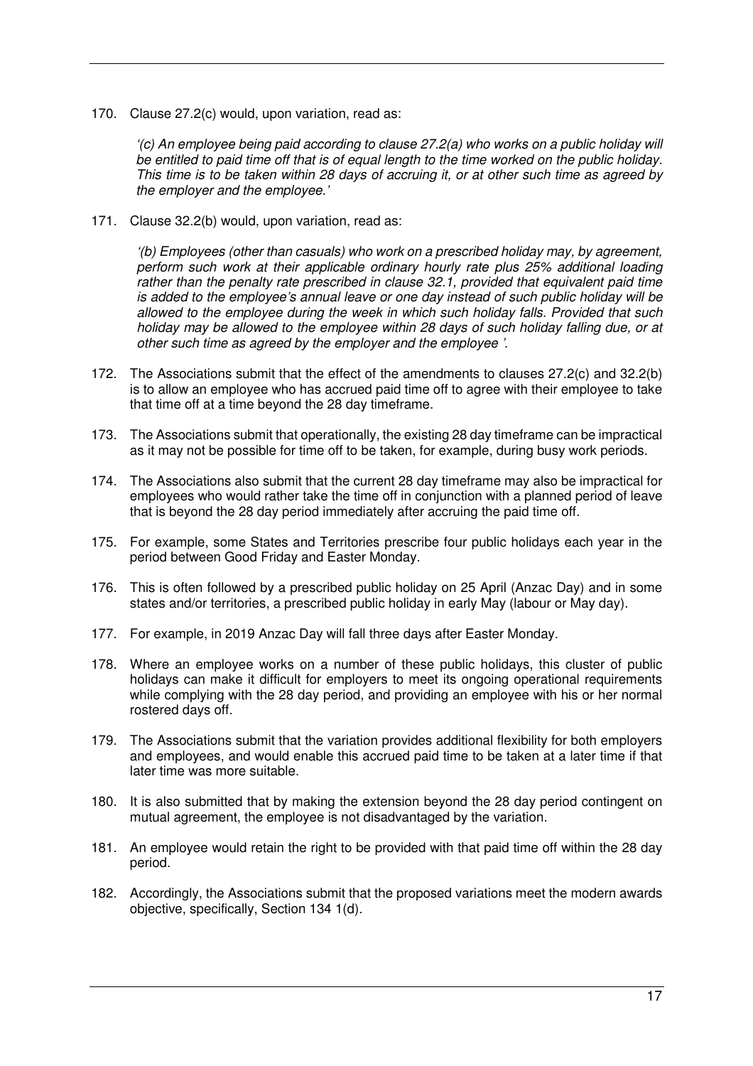170. Clause 27.2(c) would, upon variation, read as:

> *'(c) An employee being paid according to clause 27.2(a) who works on a public holiday will be entitled to paid time off that is of equal length to the time worked on the public holiday. This time is to be taken within 28 days of accruing it, or at other such time as agreed by the employer and the employee.'*

171. Clause 32.2(b) would, upon variation, read as:

> *'(b) Employees (other than casuals) who work on a prescribed holiday may, by agreement, perform such work at their applicable ordinary hourly rate plus 25% additional loading rather than the penalty rate prescribed in clause 32.1, provided that equivalent paid time is added to the employee's annual leave or one day instead of such public holiday will be allowed to the employee during the week in which such holiday falls. Provided that such holiday may be allowed to the employee within 28 days of such holiday falling due, or at other such time as agreed by the employer and the employee '.*

172. The Associations submit that the effect of the amendments to clauses 27.2(c) and 32.2(b) is to allow an employee who has accrued paid time off to agree with their employee to take that time off at a time beyond the 28 day timeframe.

173. The Associations submit that operationally, the existing 28 day timeframe can be impractical as it may not be possible for time off to be taken, for example, during busy work periods.

174. The Associations also submit that the current 28 day timeframe may also be impractical for employees who would rather take the time off in conjunction with a planned period of leave that is beyond the 28 day period immediately after accruing the paid time off.

175. For example, some States and Territories prescribe four public holidays each year in the period between Good Friday and Easter Monday.

176. This is often followed by a prescribed public holiday on 25 April (Anzac Day) and in some states and/or territories, a prescribed public holiday in early May (labour or May day).

177. For example, in 2019 Anzac Day will fall three days after Easter Monday.

178. Where an employee works on a number of these public holidays, this cluster of public holidays can make it difficult for employers to meet its ongoing operational requirements while complying with the 28 day period, and providing an employee with his or her normal rostered days off.

179. The Associations submit that the variation provides additional flexibility for both employers and employees, and would enable this accrued paid time to be taken at a later time if that later time was more suitable.

180. It is also submitted that by making the extension beyond the 28 day period contingent on mutual agreement, the employee is not disadvantaged by the variation.

181. An employee would retain the right to be provided with that paid time off within the 28 day period.

182. Accordingly, the Associations submit that the proposed variations meet the modern awards objective, specifically, Section 134 1(d).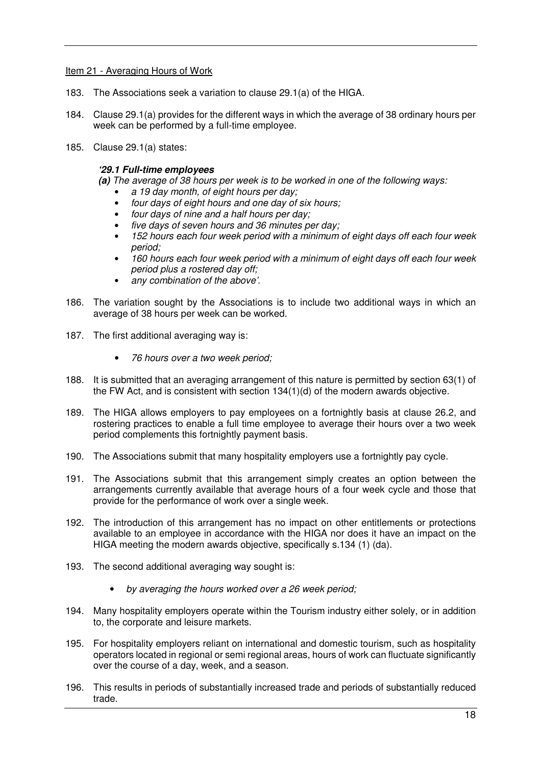Item 21 - Averaging Hours of Work

183. The Associations seek a variation to clause 29.1(a) of the HIGA.

184. Clause 29.1(a) provides for the different ways in which the average of 38 ordinary hours per week can be performed by a full-time employee.

185. Clause 29.1(a) states:

> ***'29.1 Full-time employees***
>
> ***(a)*** *The average of 38 hours per week is to be worked in one of the following ways:*
>
> - *a 19 day month, of eight hours per day;*
> - *four days of eight hours and one day of six hours;*
> - *four days of nine and a half hours per day;*
> - *five days of seven hours and 36 minutes per day;*
> - *152 hours each four week period with a minimum of eight days off each four week period;*
> - *160 hours each four week period with a minimum of eight days off each four week period plus a rostered day off;*
> - *any combination of the above'.*

186. The variation sought by the Associations is to include two additional ways in which an average of 38 hours per week can be worked.

187. The first additional averaging way is:

- *76 hours over a two week period;*

188. It is submitted that an averaging arrangement of this nature is permitted by section 63(1) of the FW Act, and is consistent with section 134(1)(d) of the modern awards objective.

189. The HIGA allows employers to pay employees on a fortnightly basis at clause 26.2, and rostering practices to enable a full time employee to average their hours over a two week period complements this fortnightly payment basis.

190. The Associations submit that many hospitality employers use a fortnightly pay cycle.

191. The Associations submit that this arrangement simply creates an option between the arrangements currently available that average hours of a four week cycle and those that provide for the performance of work over a single week.

192. The introduction of this arrangement has no impact on other entitlements or protections available to an employee in accordance with the HIGA nor does it have an impact on the HIGA meeting the modern awards objective, specifically s.134 (1) (da).

193. The second additional averaging way sought is:

- *by averaging the hours worked over a 26 week period;*

194. Many hospitality employers operate within the Tourism industry either solely, or in addition to, the corporate and leisure markets.

195. For hospitality employers reliant on international and domestic tourism, such as hospitality operators located in regional or semi regional areas, hours of work can fluctuate significantly over the course of a day, week, and a season.

196. This results in periods of substantially increased trade and periods of substantially reduced trade.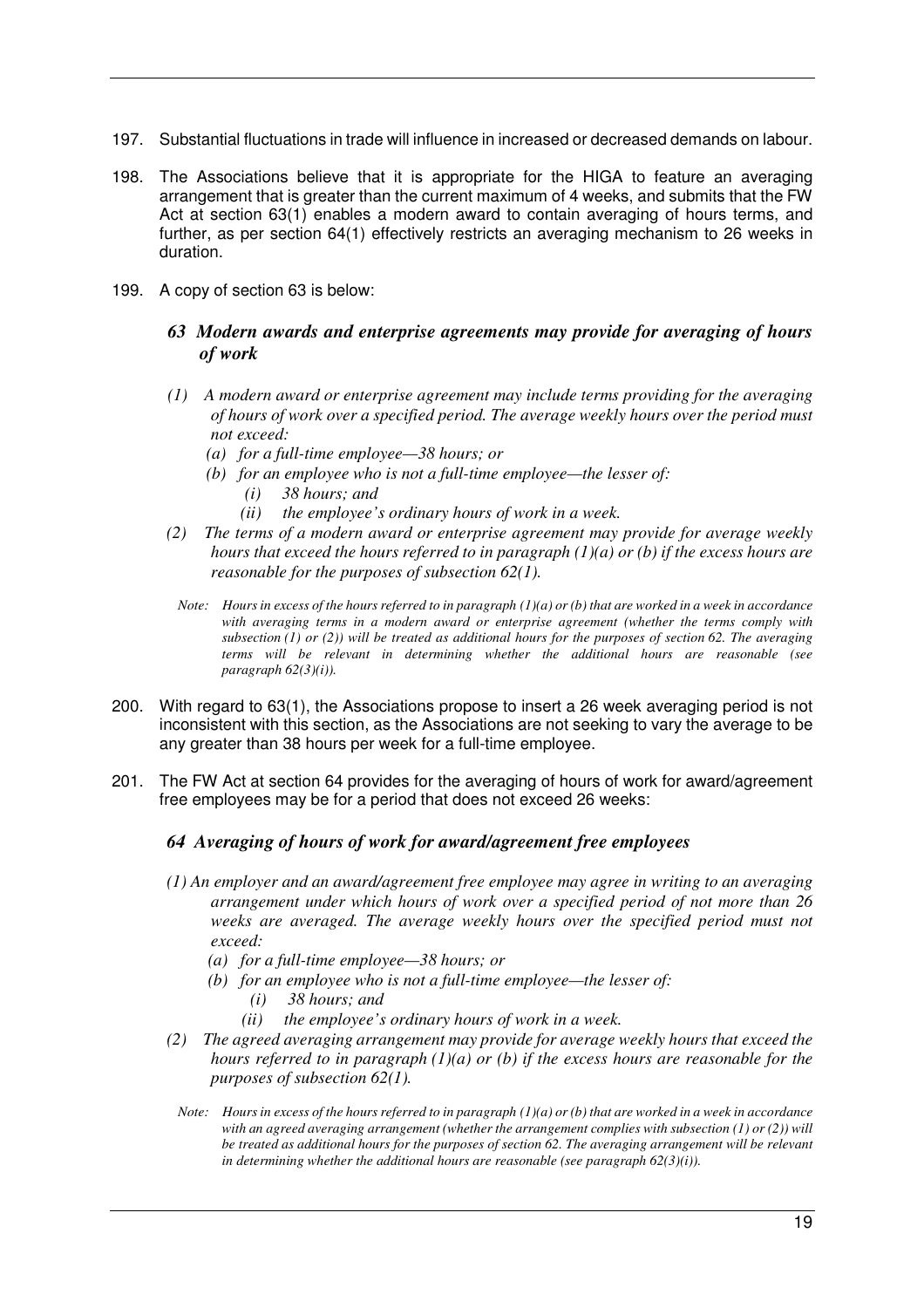197. Substantial fluctuations in trade will influence in increased or decreased demands on labour.

198. The Associations believe that it is appropriate for the HIGA to feature an averaging arrangement that is greater than the current maximum of 4 weeks, and submits that the FW Act at section 63(1) enables a modern award to contain averaging of hours terms, and further, as per section 64(1) effectively restricts an averaging mechanism to 26 weeks in duration.

199. A copy of section 63 is below:

> ***63 Modern awards and enterprise agreements may provide for averaging of hours of work***
>
> *(1) A modern award or enterprise agreement may include terms providing for the averaging of hours of work over a specified period. The average weekly hours over the period must not exceed:*
>
> *(a) for a full-time employee—38 hours; or*
>
> *(b) for an employee who is not a full-time employee—the lesser of:*
>
> *(i) 38 hours; and*
>
> *(ii) the employee's ordinary hours of work in a week.*
>
> *(2) The terms of a modern award or enterprise agreement may provide for average weekly hours that exceed the hours referred to in paragraph (1)(a) or (b) if the excess hours are reasonable for the purposes of subsection 62(1).*
>
> *Note: Hours in excess of the hours referred to in paragraph (1)(a) or (b) that are worked in a week in accordance with averaging terms in a modern award or enterprise agreement (whether the terms comply with subsection (1) or (2)) will be treated as additional hours for the purposes of section 62. The averaging terms will be relevant in determining whether the additional hours are reasonable (see paragraph 62(3)(i)).*

200. With regard to 63(1), the Associations propose to insert a 26 week averaging period is not inconsistent with this section, as the Associations are not seeking to vary the average to be any greater than 38 hours per week for a full-time employee.

201. The FW Act at section 64 provides for the averaging of hours of work for award/agreement free employees may be for a period that does not exceed 26 weeks:

> ***64 Averaging of hours of work for award/agreement free employees***
>
> *(1) An employer and an award/agreement free employee may agree in writing to an averaging arrangement under which hours of work over a specified period of not more than 26 weeks are averaged. The average weekly hours over the specified period must not exceed:*
>
> *(a) for a full-time employee—38 hours; or*
>
> *(b) for an employee who is not a full-time employee—the lesser of:*
>
> *(i) 38 hours; and*
>
> *(ii) the employee's ordinary hours of work in a week.*
>
> *(2) The agreed averaging arrangement may provide for average weekly hours that exceed the hours referred to in paragraph (1)(a) or (b) if the excess hours are reasonable for the purposes of subsection 62(1).*
>
> *Note: Hours in excess of the hours referred to in paragraph (1)(a) or (b) that are worked in a week in accordance with an agreed averaging arrangement (whether the arrangement complies with subsection (1) or (2)) will be treated as additional hours for the purposes of section 62. The averaging arrangement will be relevant in determining whether the additional hours are reasonable (see paragraph 62(3)(i)).*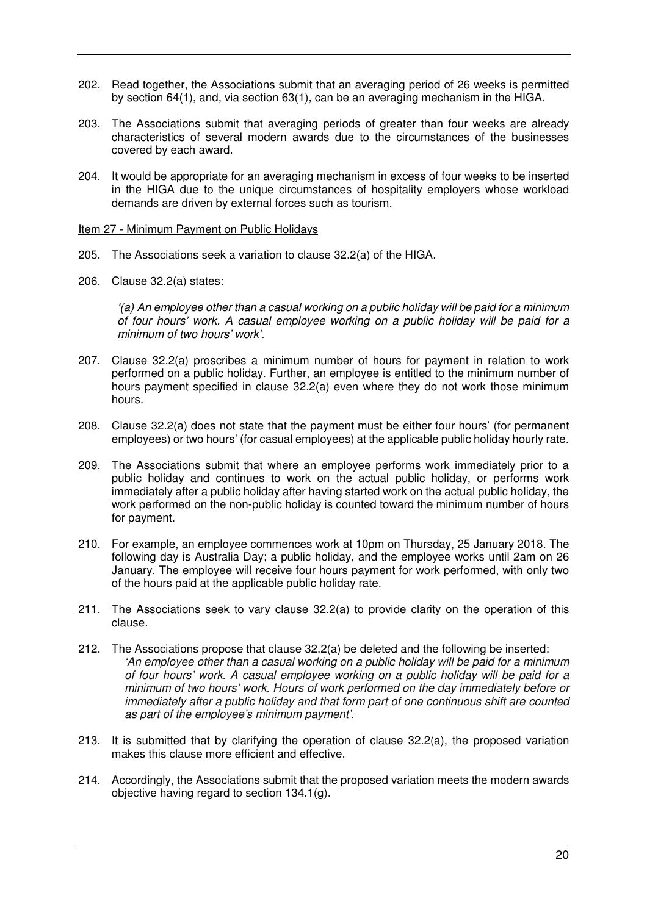202. Read together, the Associations submit that an averaging period of 26 weeks is permitted by section 64(1), and, via section 63(1), can be an averaging mechanism in the HIGA.

203. The Associations submit that averaging periods of greater than four weeks are already characteristics of several modern awards due to the circumstances of the businesses covered by each award.

204. It would be appropriate for an averaging mechanism in excess of four weeks to be inserted in the HIGA due to the unique circumstances of hospitality employers whose workload demands are driven by external forces such as tourism.

Item 27 - Minimum Payment on Public Holidays

205. The Associations seek a variation to clause 32.2(a) of the HIGA.

206. Clause 32.2(a) states:

> *'(a) An employee other than a casual working on a public holiday will be paid for a minimum of four hours' work. A casual employee working on a public holiday will be paid for a minimum of two hours' work'.*

207. Clause 32.2(a) proscribes a minimum number of hours for payment in relation to work performed on a public holiday. Further, an employee is entitled to the minimum number of hours payment specified in clause 32.2(a) even where they do not work those minimum hours.

208. Clause 32.2(a) does not state that the payment must be either four hours' (for permanent employees) or two hours' (for casual employees) at the applicable public holiday hourly rate.

209. The Associations submit that where an employee performs work immediately prior to a public holiday and continues to work on the actual public holiday, or performs work immediately after a public holiday after having started work on the actual public holiday, the work performed on the non-public holiday is counted toward the minimum number of hours for payment.

210. For example, an employee commences work at 10pm on Thursday, 25 January 2018. The following day is Australia Day; a public holiday, and the employee works until 2am on 26 January. The employee will receive four hours payment for work performed, with only two of the hours paid at the applicable public holiday rate.

211. The Associations seek to vary clause 32.2(a) to provide clarity on the operation of this clause.

212. The Associations propose that clause 32.2(a) be deleted and the following be inserted:

> *'An employee other than a casual working on a public holiday will be paid for a minimum of four hours' work. A casual employee working on a public holiday will be paid for a minimum of two hours' work. Hours of work performed on the day immediately before or immediately after a public holiday and that form part of one continuous shift are counted as part of the employee's minimum payment'.*

213. It is submitted that by clarifying the operation of clause 32.2(a), the proposed variation makes this clause more efficient and effective.

214. Accordingly, the Associations submit that the proposed variation meets the modern awards objective having regard to section 134.1(g).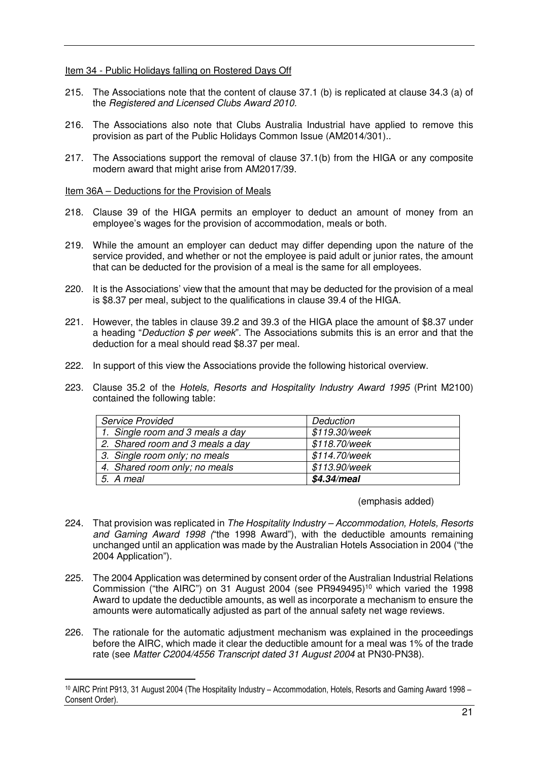Item 34 - Public Holidays falling on Rostered Days Off

215. The Associations note that the content of clause 37.1 (b) is replicated at clause 34.3 (a) of the *Registered and Licensed Clubs Award 2010.*

216. The Associations also note that Clubs Australia Industrial have applied to remove this provision as part of the Public Holidays Common Issue (AM2014/301)..

217. The Associations support the removal of clause 37.1(b) from the HIGA or any composite modern award that might arise from AM2017/39.

Item 36A – Deductions for the Provision of Meals

218. Clause 39 of the HIGA permits an employer to deduct an amount of money from an employee's wages for the provision of accommodation, meals or both.

219. While the amount an employer can deduct may differ depending upon the nature of the service provided, and whether or not the employee is paid adult or junior rates, the amount that can be deducted for the provision of a meal is the same for all employees.

220. It is the Associations' view that the amount that may be deducted for the provision of a meal is $8.37 per meal, subject to the qualifications in clause 39.4 of the HIGA.

221. However, the tables in clause 39.2 and 39.3 of the HIGA place the amount of $8.37 under a heading "*Deduction $ per week*". The Associations submits this is an error and that the deduction for a meal should read $8.37 per meal.

222. In support of this view the Associations provide the following historical overview.

223. Clause 35.2 of the *Hotels, Resorts and Hospitality Industry Award 1995* (Print M2100) contained the following table:

| *Service Provided* | *Deduction* |
|---|---|
| *1. Single room and 3 meals a day* | *$119.30/week* |
| *2. Shared room and 3 meals a day* | *$118.70/week* |
| *3. Single room only; no meals* | *$114.70/week* |
| *4. Shared room only; no meals* | *$113.90/week* |
| *5. A meal* | ***$4.34/meal*** |

(emphasis added)

224. That provision was replicated in *The Hospitality Industry – Accommodation, Hotels, Resorts and Gaming Award 1998 (*"the 1998 Award"), with the deductible amounts remaining unchanged until an application was made by the Australian Hotels Association in 2004 ("the 2004 Application").

225. The 2004 Application was determined by consent order of the Australian Industrial Relations Commission ("the AIRC") on 31 August 2004 (see PR949495)[10] which varied the 1998 Award to update the deductible amounts, as well as incorporate a mechanism to ensure the amounts were automatically adjusted as part of the annual safety net wage reviews.

226. The rationale for the automatic adjustment mechanism was explained in the proceedings before the AIRC, which made it clear the deductible amount for a meal was 1% of the trade rate (see *Matter C2004/4556 Transcript dated 31 August 2004* at PN30-PN38).

---

[10] AIRC Print P913, 31 August 2004 (The Hospitality Industry – Accommodation, Hotels, Resorts and Gaming Award 1998 – Consent Order).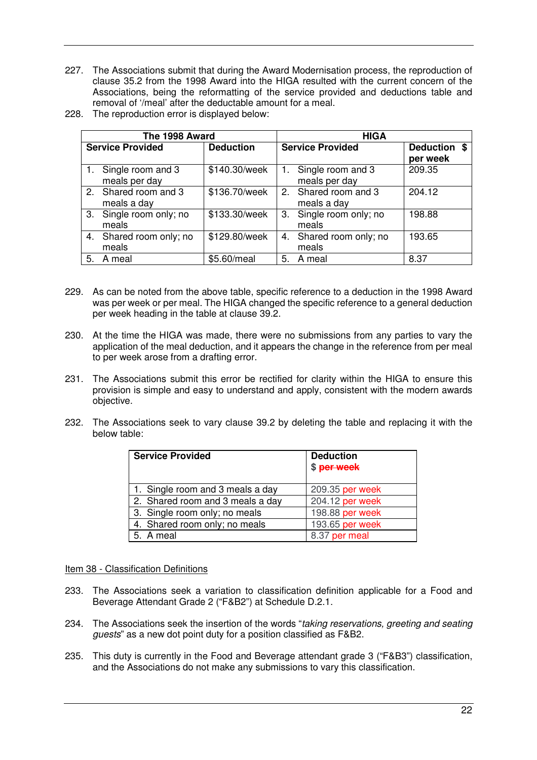227. The Associations submit that during the Award Modernisation process, the reproduction of clause 35.2 from the 1998 Award into the HIGA resulted with the current concern of the Associations, being the reformatting of the service provided and deductions table and removal of '/meal' after the deductable amount for a meal.

228. The reproduction error is displayed below:

| The 1998 Award | | HIGA | |
|---|---|---|---|
| **Service Provided** | **Deduction** | **Service Provided** | **Deduction $ per week** |
| 1. Single room and 3 meals per day | $140.30/week | 1. Single room and 3 meals per day | 209.35 |
| 2. Shared room and 3 meals a day | $136.70/week | 2. Shared room and 3 meals a day | 204.12 |
| 3. Single room only; no meals | $133.30/week | 3. Single room only; no meals | 198.88 |
| 4. Shared room only; no meals | $129.80/week | 4. Shared room only; no meals | 193.65 |
| 5. A meal | $5.60/meal | 5. A meal | 8.37 |

229. As can be noted from the above table, specific reference to a deduction in the 1998 Award was per week or per meal. The HIGA changed the specific reference to a general deduction per week heading in the table at clause 39.2.

230. At the time the HIGA was made, there were no submissions from any parties to vary the application of the meal deduction, and it appears the change in the reference from per meal to per week arose from a drafting error.

231. The Associations submit this error be rectified for clarity within the HIGA to ensure this provision is simple and easy to understand and apply, consistent with the modern awards objective.

232. The Associations seek to vary clause 39.2 by deleting the table and replacing it with the below table:

| **Service Provided** | **Deduction $ ~~per week~~** |
|---|---|
| 1. Single room and 3 meals a day | 209.35 per week |
| 2. Shared room and 3 meals a day | 204.12 per week |
| 3. Single room only; no meals | 198.88 per week |
| 4. Shared room only; no meals | 193.65 per week |
| 5. A meal | 8.37 per meal |

Item 38 - Classification Definitions

233. The Associations seek a variation to classification definition applicable for a Food and Beverage Attendant Grade 2 ("F&B2") at Schedule D.2.1.

234. The Associations seek the insertion of the words "*taking reservations, greeting and seating guests*" as a new dot point duty for a position classified as F&B2.

235. This duty is currently in the Food and Beverage attendant grade 3 ("F&B3") classification, and the Associations do not make any submissions to vary this classification.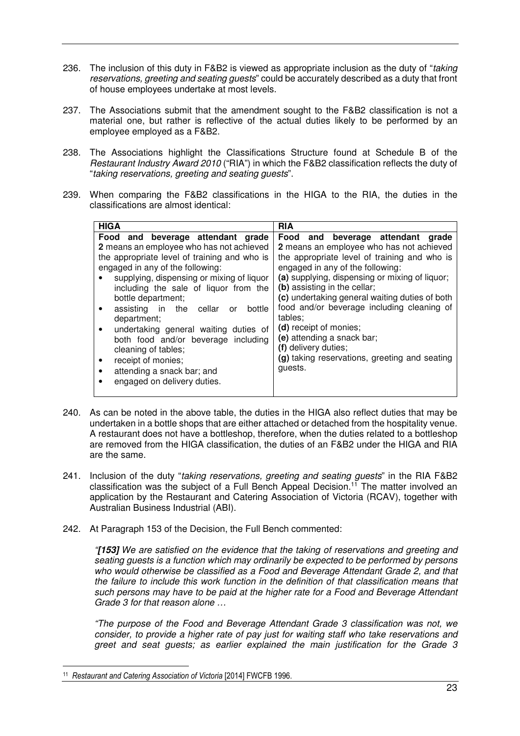236. The inclusion of this duty in F&B2 is viewed as appropriate inclusion as the duty of "*taking reservations, greeting and seating guests*" could be accurately described as a duty that front of house employees undertake at most levels.

237. The Associations submit that the amendment sought to the F&B2 classification is not a material one, but rather is reflective of the actual duties likely to be performed by an employee employed as a F&B2.

238. The Associations highlight the Classifications Structure found at Schedule B of the *Restaurant Industry Award 2010* ("RIA") in which the F&B2 classification reflects the duty of "*taking reservations, greeting and seating guests*".

239. When comparing the F&B2 classifications in the HIGA to the RIA, the duties in the classifications are almost identical:

| HIGA | RIA |
|---|---|
| **Food and beverage attendant grade 2** means an employee who has not achieved the appropriate level of training and who is engaged in any of the following:<br>• supplying, dispensing or mixing of liquor including the sale of liquor from the bottle department;<br>• assisting in the cellar or bottle department;<br>• undertaking general waiting duties of both food and/or beverage including cleaning of tables;<br>• receipt of monies;<br>• attending a snack bar; and<br>• engaged on delivery duties. | **Food and beverage attendant grade 2** means an employee who has not achieved the appropriate level of training and who is engaged in any of the following:<br>**(a)** supplying, dispensing or mixing of liquor;<br>**(b)** assisting in the cellar;<br>**(c)** undertaking general waiting duties of both food and/or beverage including cleaning of tables;<br>**(d)** receipt of monies;<br>**(e)** attending a snack bar;<br>**(f)** delivery duties;<br>**(g)** taking reservations, greeting and seating guests. |

240. As can be noted in the above table, the duties in the HIGA also reflect duties that may be undertaken in a bottle shops that are either attached or detached from the hospitality venue. A restaurant does not have a bottleshop, therefore, when the duties related to a bottleshop are removed from the HIGA classification, the duties of an F&B2 under the HIGA and RIA are the same.

241. Inclusion of the duty "*taking reservations, greeting and seating guests*" in the RIA F&B2 classification was the subject of a Full Bench Appeal Decision.[11] The matter involved an application by the Restaurant and Catering Association of Victoria (RCAV), together with Australian Business Industrial (ABI).

242. At Paragraph 153 of the Decision, the Full Bench commented:

*"**[153]** We are satisfied on the evidence that the taking of reservations and greeting and seating guests is a function which may ordinarily be expected to be performed by persons who would otherwise be classified as a Food and Beverage Attendant Grade 2, and that the failure to include this work function in the definition of that classification means that such persons may have to be paid at the higher rate for a Food and Beverage Attendant Grade 3 for that reason alone …*

*"The purpose of the Food and Beverage Attendant Grade 3 classification was not, we consider, to provide a higher rate of pay just for waiting staff who take reservations and greet and seat guests; as earlier explained the main justification for the Grade 3*

[11] *Restaurant and Catering Association of Victoria* [2014] FWCFB 1996.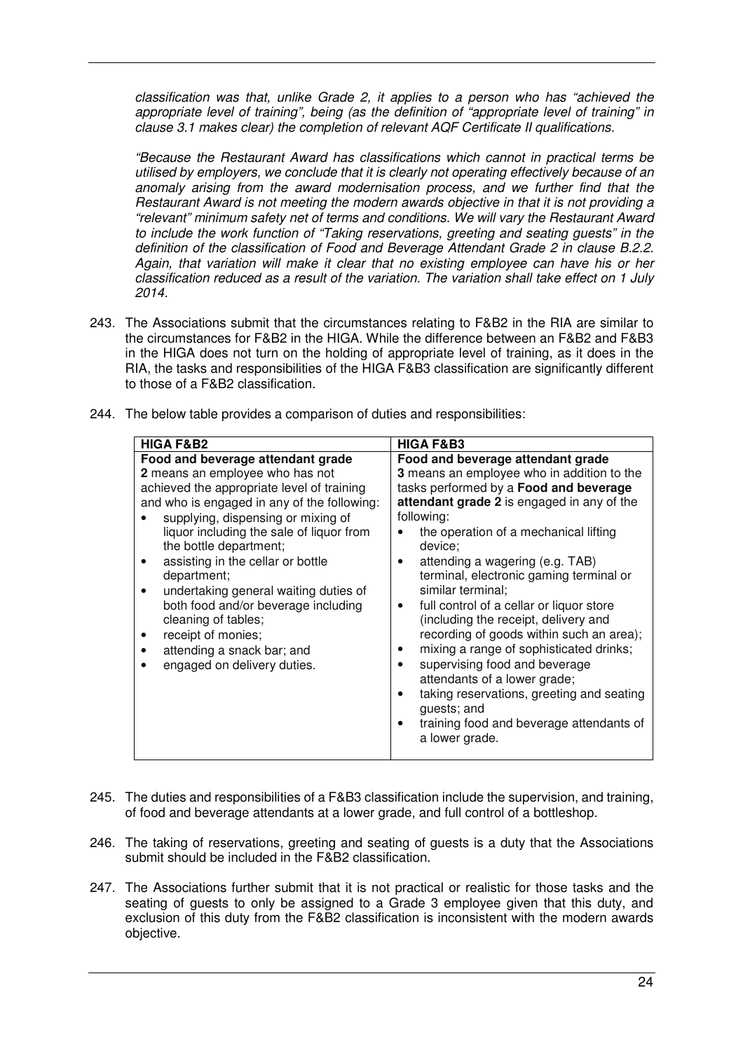*classification was that, unlike Grade 2, it applies to a person who has "achieved the appropriate level of training", being (as the definition of "appropriate level of training" in clause 3.1 makes clear) the completion of relevant AQF Certificate II qualifications.*

*"Because the Restaurant Award has classifications which cannot in practical terms be utilised by employers, we conclude that it is clearly not operating effectively because of an anomaly arising from the award modernisation process, and we further find that the Restaurant Award is not meeting the modern awards objective in that it is not providing a "relevant" minimum safety net of terms and conditions. We will vary the Restaurant Award to include the work function of "Taking reservations, greeting and seating guests" in the definition of the classification of Food and Beverage Attendant Grade 2 in clause B.2.2. Again, that variation will make it clear that no existing employee can have his or her classification reduced as a result of the variation. The variation shall take effect on 1 July 2014.*

243. The Associations submit that the circumstances relating to F&B2 in the RIA are similar to the circumstances for F&B2 in the HIGA. While the difference between an F&B2 and F&B3 in the HIGA does not turn on the holding of appropriate level of training, as it does in the RIA, the tasks and responsibilities of the HIGA F&B3 classification are significantly different to those of a F&B2 classification.

244. The below table provides a comparison of duties and responsibilities:

| **HIGA F&B2** | **HIGA F&B3** |
|---|---|
| **Food and beverage attendant grade 2** means an employee who has not achieved the appropriate level of training and who is engaged in any of the following:<br>• supplying, dispensing or mixing of liquor including the sale of liquor from the bottle department;<br>• assisting in the cellar or bottle department;<br>• undertaking general waiting duties of both food and/or beverage including cleaning of tables;<br>• receipt of monies;<br>• attending a snack bar; and<br>• engaged on delivery duties. | **Food and beverage attendant grade 3** means an employee who in addition to the tasks performed by a **Food and beverage attendant grade 2** is engaged in any of the following:<br>• the operation of a mechanical lifting device;<br>• attending a wagering (e.g. TAB) terminal, electronic gaming terminal or similar terminal;<br>• full control of a cellar or liquor store (including the receipt, delivery and recording of goods within such an area);<br>• mixing a range of sophisticated drinks;<br>• supervising food and beverage attendants of a lower grade;<br>• taking reservations, greeting and seating guests; and<br>• training food and beverage attendants of a lower grade. |

245. The duties and responsibilities of a F&B3 classification include the supervision, and training, of food and beverage attendants at a lower grade, and full control of a bottleshop.

246. The taking of reservations, greeting and seating of guests is a duty that the Associations submit should be included in the F&B2 classification.

247. The Associations further submit that it is not practical or realistic for those tasks and the seating of guests to only be assigned to a Grade 3 employee given that this duty, and exclusion of this duty from the F&B2 classification is inconsistent with the modern awards objective.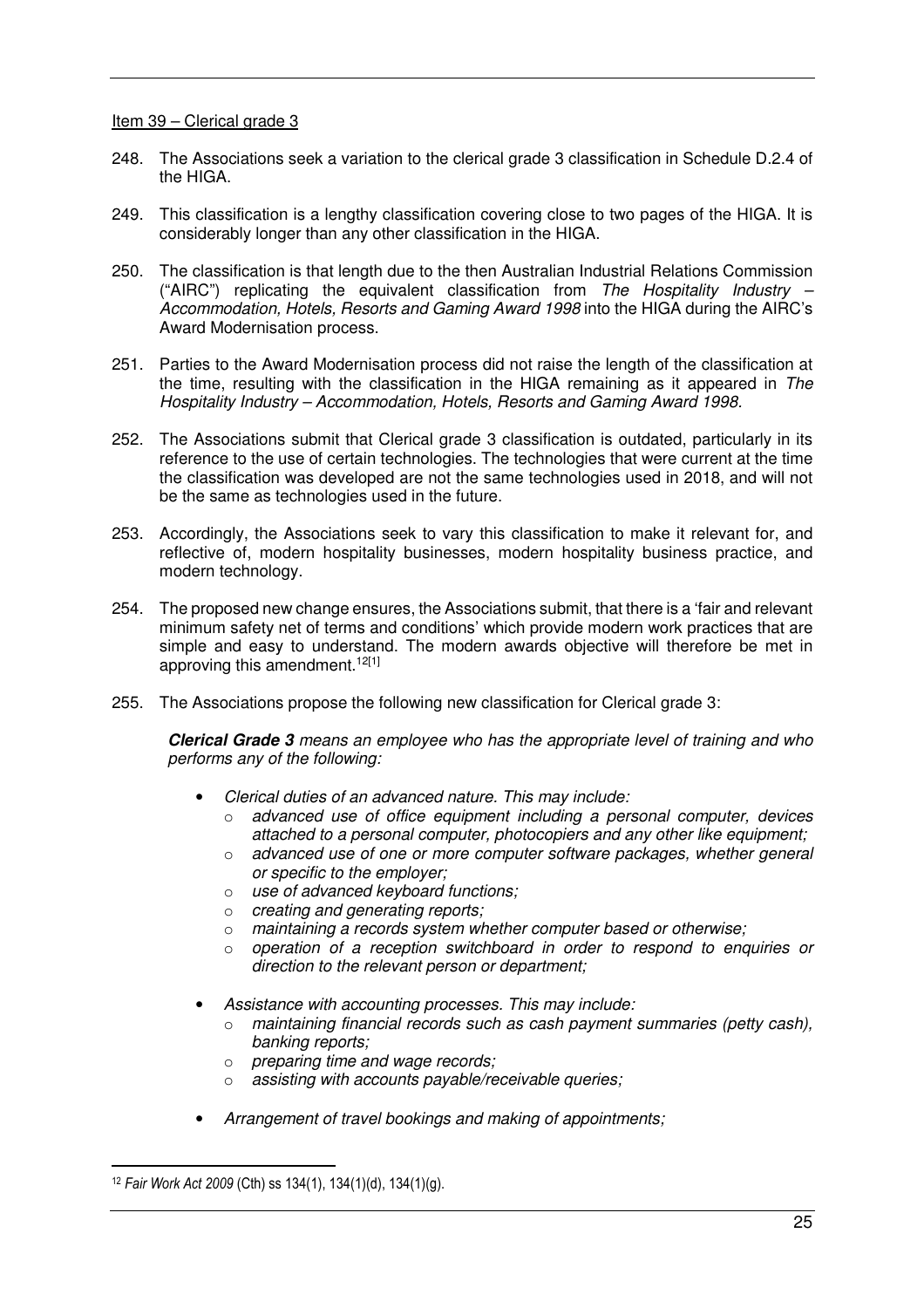Item 39 – Clerical grade 3

248. The Associations seek a variation to the clerical grade 3 classification in Schedule D.2.4 of the HIGA.

249. This classification is a lengthy classification covering close to two pages of the HIGA. It is considerably longer than any other classification in the HIGA.

250. The classification is that length due to the then Australian Industrial Relations Commission ("AIRC") replicating the equivalent classification from *The Hospitality Industry – Accommodation, Hotels, Resorts and Gaming Award 1998* into the HIGA during the AIRC's Award Modernisation process.

251. Parties to the Award Modernisation process did not raise the length of the classification at the time, resulting with the classification in the HIGA remaining as it appeared in *The Hospitality Industry – Accommodation, Hotels, Resorts and Gaming Award 1998*.

252. The Associations submit that Clerical grade 3 classification is outdated, particularly in its reference to the use of certain technologies. The technologies that were current at the time the classification was developed are not the same technologies used in 2018, and will not be the same as technologies used in the future.

253. Accordingly, the Associations seek to vary this classification to make it relevant for, and reflective of, modern hospitality businesses, modern hospitality business practice, and modern technology.

254. The proposed new change ensures, the Associations submit, that there is a 'fair and relevant minimum safety net of terms and conditions' which provide modern work practices that are simple and easy to understand. The modern awards objective will therefore be met in approving this amendment.[12][1]

255. The Associations propose the following new classification for Clerical grade 3:

> ***Clerical Grade 3*** *means an employee who has the appropriate level of training and who performs any of the following:*
>
> - *Clerical duties of an advanced nature. This may include:*
>     - *advanced use of office equipment including a personal computer, devices attached to a personal computer, photocopiers and any other like equipment;*
>     - *advanced use of one or more computer software packages, whether general or specific to the employer;*
>     - *use of advanced keyboard functions;*
>     - *creating and generating reports;*
>     - *maintaining a records system whether computer based or otherwise;*
>     - *operation of a reception switchboard in order to respond to enquiries or direction to the relevant person or department;*
> - *Assistance with accounting processes. This may include:*
>     - *maintaining financial records such as cash payment summaries (petty cash), banking reports;*
>     - *preparing time and wage records;*
>     - *assisting with accounts payable/receivable queries;*
> - *Arrangement of travel bookings and making of appointments;*

[12] *Fair Work Act 2009* (Cth) ss 134(1), 134(1)(d), 134(1)(g).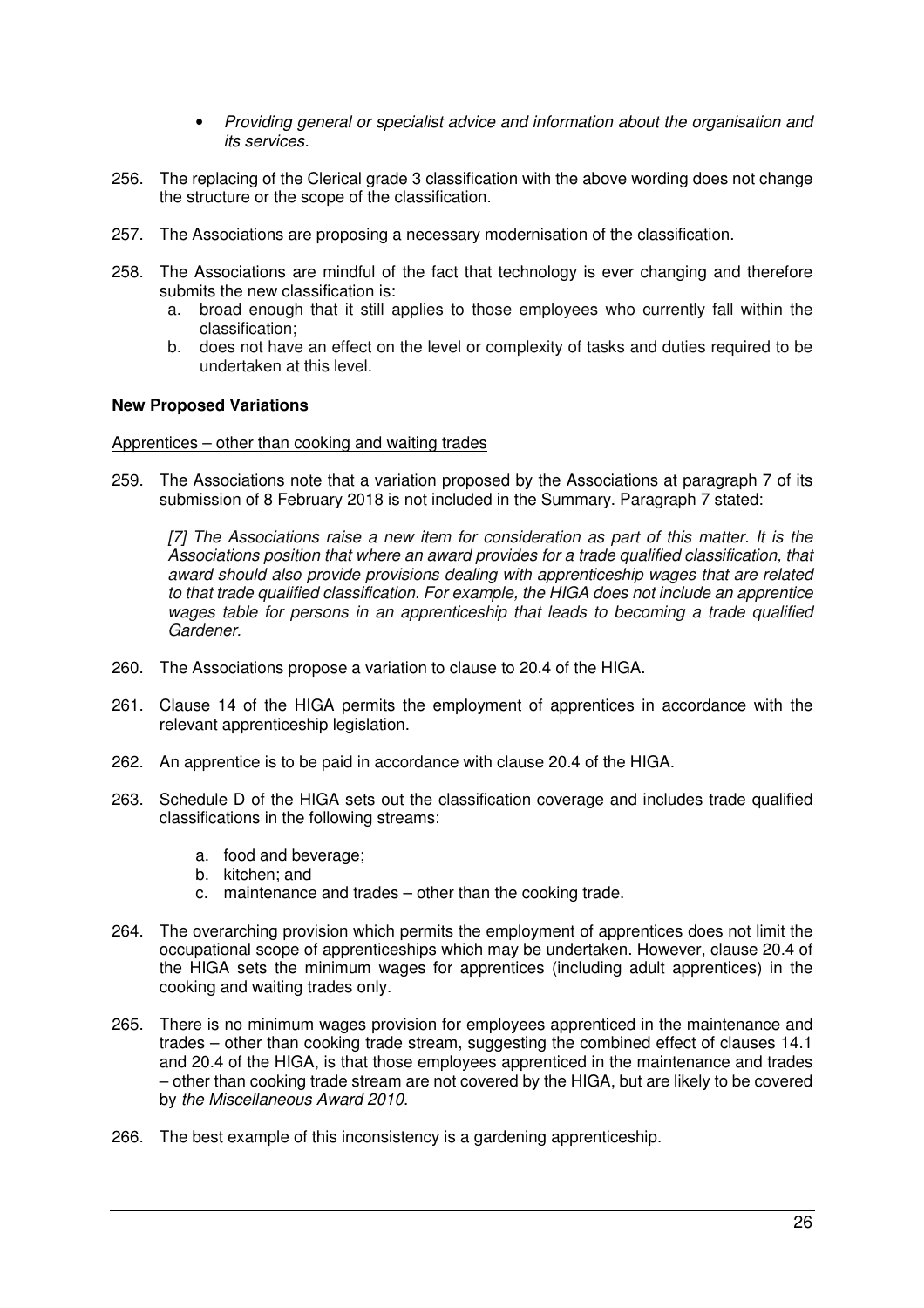- *Providing general or specialist advice and information about the organisation and its services.*

256. The replacing of the Clerical grade 3 classification with the above wording does not change the structure or the scope of the classification.

257. The Associations are proposing a necessary modernisation of the classification.

258. The Associations are mindful of the fact that technology is ever changing and therefore submits the new classification is:
    a. broad enough that it still applies to those employees who currently fall within the classification;
    b. does not have an effect on the level or complexity of tasks and duties required to be undertaken at this level.

**New Proposed Variations**

<u>Apprentices – other than cooking and waiting trades</u>

259. The Associations note that a variation proposed by the Associations at paragraph 7 of its submission of 8 February 2018 is not included in the Summary. Paragraph 7 stated:

    *[7] The Associations raise a new item for consideration as part of this matter. It is the Associations position that where an award provides for a trade qualified classification, that award should also provide provisions dealing with apprenticeship wages that are related to that trade qualified classification. For example, the HIGA does not include an apprentice wages table for persons in an apprenticeship that leads to becoming a trade qualified Gardener.*

260. The Associations propose a variation to clause to 20.4 of the HIGA.

261. Clause 14 of the HIGA permits the employment of apprentices in accordance with the relevant apprenticeship legislation.

262. An apprentice is to be paid in accordance with clause 20.4 of the HIGA.

263. Schedule D of the HIGA sets out the classification coverage and includes trade qualified classifications in the following streams:
    a. food and beverage;
    b. kitchen; and
    c. maintenance and trades – other than the cooking trade.

264. The overarching provision which permits the employment of apprentices does not limit the occupational scope of apprenticeships which may be undertaken. However, clause 20.4 of the HIGA sets the minimum wages for apprentices (including adult apprentices) in the cooking and waiting trades only.

265. There is no minimum wages provision for employees apprenticed in the maintenance and trades – other than cooking trade stream, suggesting the combined effect of clauses 14.1 and 20.4 of the HIGA, is that those employees apprenticed in the maintenance and trades – other than cooking trade stream are not covered by the HIGA, but are likely to be covered by *the Miscellaneous Award 2010*.

266. The best example of this inconsistency is a gardening apprenticeship.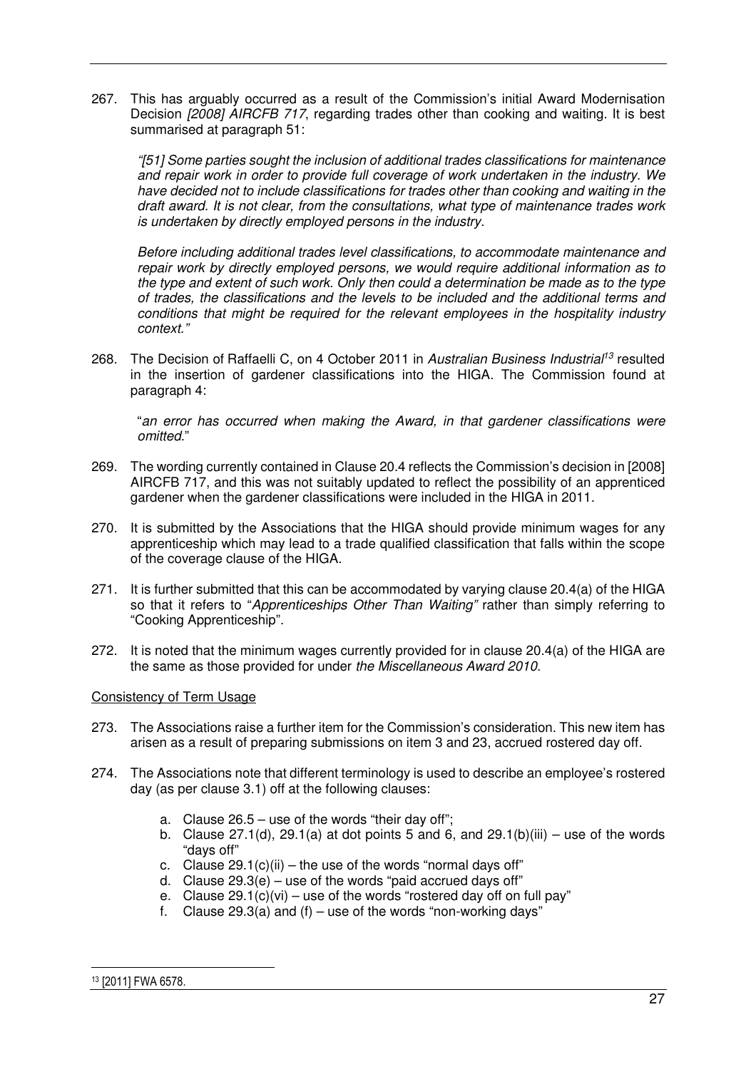267. This has arguably occurred as a result of the Commission's initial Award Modernisation Decision *[2008] AIRCFB 717*, regarding trades other than cooking and waiting. It is best summarised at paragraph 51:

> *"[51] Some parties sought the inclusion of additional trades classifications for maintenance and repair work in order to provide full coverage of work undertaken in the industry. We have decided not to include classifications for trades other than cooking and waiting in the draft award. It is not clear, from the consultations, what type of maintenance trades work is undertaken by directly employed persons in the industry.*
>
> *Before including additional trades level classifications, to accommodate maintenance and repair work by directly employed persons, we would require additional information as to the type and extent of such work. Only then could a determination be made as to the type of trades, the classifications and the levels to be included and the additional terms and conditions that might be required for the relevant employees in the hospitality industry context."*

268. The Decision of Raffaelli C, on 4 October 2011 in *Australian Business Industrial*[13] resulted in the insertion of gardener classifications into the HIGA. The Commission found at paragraph 4:

> "*an error has occurred when making the Award, in that gardener classifications were omitted*."

269. The wording currently contained in Clause 20.4 reflects the Commission's decision in [2008] AIRCFB 717, and this was not suitably updated to reflect the possibility of an apprenticed gardener when the gardener classifications were included in the HIGA in 2011.

270. It is submitted by the Associations that the HIGA should provide minimum wages for any apprenticeship which may lead to a trade qualified classification that falls within the scope of the coverage clause of the HIGA.

271. It is further submitted that this can be accommodated by varying clause 20.4(a) of the HIGA so that it refers to "*Apprenticeships Other Than Waiting"* rather than simply referring to "Cooking Apprenticeship".

272. It is noted that the minimum wages currently provided for in clause 20.4(a) of the HIGA are the same as those provided for under *the Miscellaneous Award 2010*.

Consistency of Term Usage

273. The Associations raise a further item for the Commission's consideration. This new item has arisen as a result of preparing submissions on item 3 and 23, accrued rostered day off.

274. The Associations note that different terminology is used to describe an employee's rostered day (as per clause 3.1) off at the following clauses:

   a. Clause 26.5 – use of the words "their day off";
   b. Clause 27.1(d), 29.1(a) at dot points 5 and 6, and 29.1(b)(iii) – use of the words "days off"
   c. Clause 29.1(c)(ii) – the use of the words "normal days off"
   d. Clause 29.3(e) – use of the words "paid accrued days off"
   e. Clause 29.1(c)(vi) – use of the words "rostered day off on full pay"
   f. Clause 29.3(a) and (f) – use of the words "non-working days"

---

[13] [2011] FWA 6578.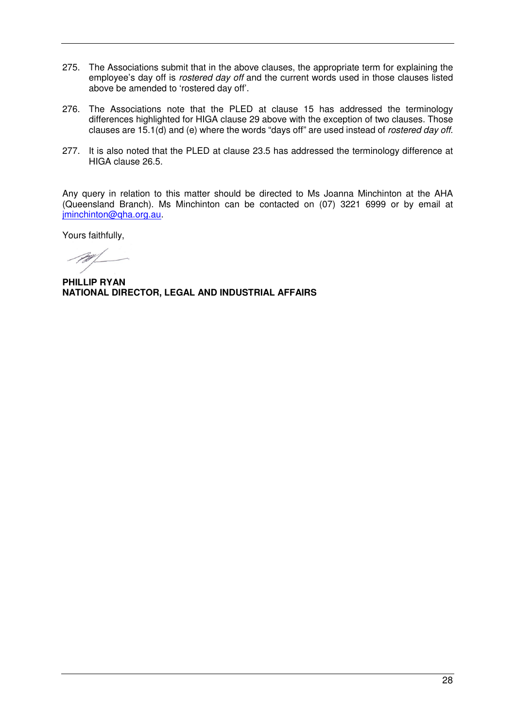275. The Associations submit that in the above clauses, the appropriate term for explaining the employee's day off is *rostered day off* and the current words used in those clauses listed above be amended to 'rostered day off'.

276. The Associations note that the PLED at clause 15 has addressed the terminology differences highlighted for HIGA clause 29 above with the exception of two clauses. Those clauses are 15.1(d) and (e) where the words "days off" are used instead of *rostered day off*.

277. It is also noted that the PLED at clause 23.5 has addressed the terminology difference at HIGA clause 26.5.

Any query in relation to this matter should be directed to Ms Joanna Minchinton at the AHA (Queensland Branch). Ms Minchinton can be contacted on (07) 3221 6999 or by email at jminchinton@qha.org.au.

Yours faithfully,

**PHILLIP RYAN**
**NATIONAL DIRECTOR, LEGAL AND INDUSTRIAL AFFAIRS**